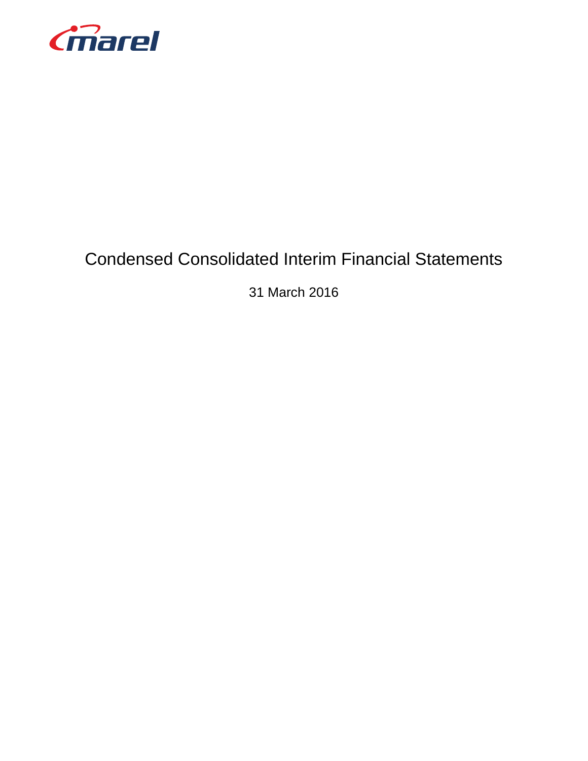marel

# Condensed Consolidated Interim Financial Statements

31 March 2016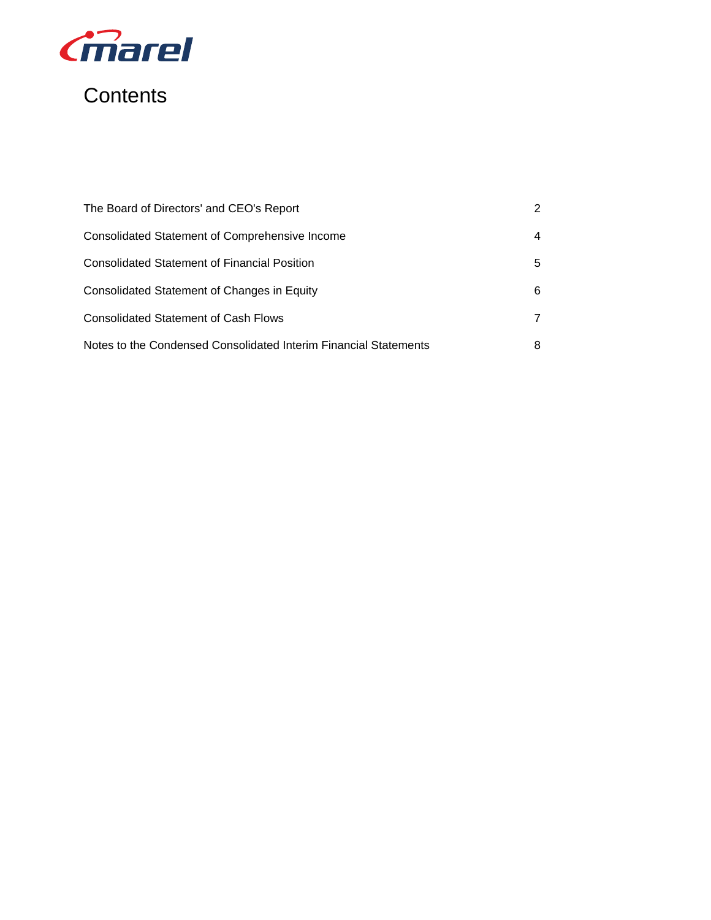# Contents

| | |
|---|---|
| The Board of Directors' and CEO's Report | 2 |
| Consolidated Statement of Comprehensive Income | 4 |
| Consolidated Statement of Financial Position | 5 |
| Consolidated Statement of Changes in Equity | 6 |
| Consolidated Statement of Cash Flows | 7 |
| Notes to the Condensed Consolidated Interim Financial Statements | 8 |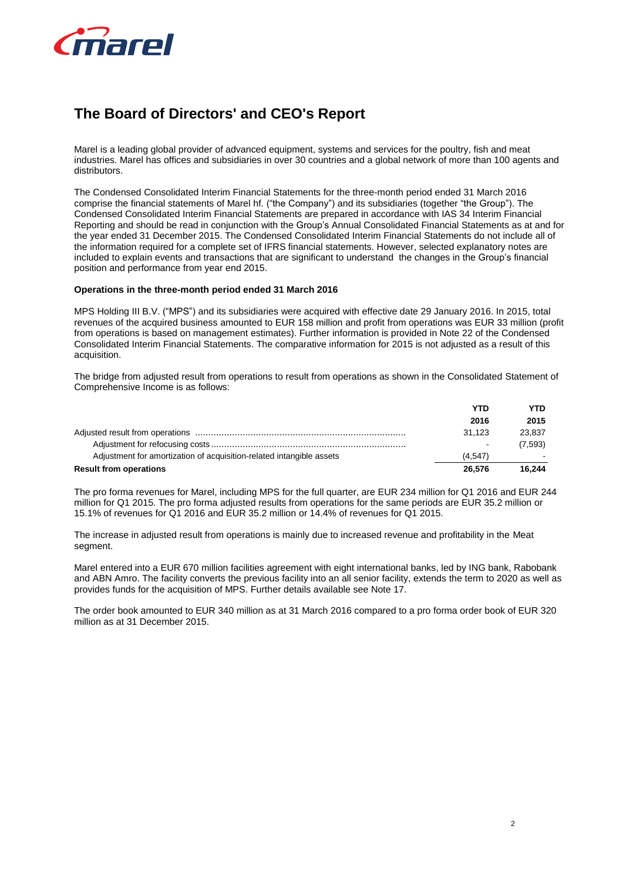# The Board of Directors' and CEO's Report

Marel is a leading global provider of advanced equipment, systems and services for the poultry, fish and meat industries. Marel has offices and subsidiaries in over 30 countries and a global network of more than 100 agents and distributors.

The Condensed Consolidated Interim Financial Statements for the three-month period ended 31 March 2016 comprise the financial statements of Marel hf. ("the Company") and its subsidiaries (together "the Group"). The Condensed Consolidated Interim Financial Statements are prepared in accordance with IAS 34 Interim Financial Reporting and should be read in conjunction with the Group's Annual Consolidated Financial Statements as at and for the year ended 31 December 2015. The Condensed Consolidated Interim Financial Statements do not include all of the information required for a complete set of IFRS financial statements. However, selected explanatory notes are included to explain events and transactions that are significant to understand the changes in the Group's financial position and performance from year end 2015.

**Operations in the three-month period ended 31 March 2016**

MPS Holding III B.V. ("MPS") and its subsidiaries were acquired with effective date 29 January 2016. In 2015, total revenues of the acquired business amounted to EUR 158 million and profit from operations was EUR 33 million (profit from operations is based on management estimates). Further information is provided in Note 22 of the Condensed Consolidated Interim Financial Statements. The comparative information for 2015 is not adjusted as a result of this acquisition.

The bridge from adjusted result from operations to result from operations as shown in the Consolidated Statement of Comprehensive Income is as follows:

| | YTD 2016 | YTD 2015 |
|---|---|---|
| Adjusted result from operations | 31,123 | 23,837 |
| Adjustment for refocusing costs | - | (7,593) |
| Adjustment for amortization of acquisition-related intangible assets | (4,547) | - |
| **Result from operations** | **26,576** | **16,244** |

The pro forma revenues for Marel, including MPS for the full quarter, are EUR 234 million for Q1 2016 and EUR 244 million for Q1 2015. The pro forma adjusted results from operations for the same periods are EUR 35.2 million or 15.1% of revenues for Q1 2016 and EUR 35.2 million or 14.4% of revenues for Q1 2015.

The increase in adjusted result from operations is mainly due to increased revenue and profitability in the Meat segment.

Marel entered into a EUR 670 million facilities agreement with eight international banks, led by ING bank, Rabobank and ABN Amro. The facility converts the previous facility into an all senior facility, extends the term to 2020 as well as provides funds for the acquisition of MPS. Further details available see Note 17.

The order book amounted to EUR 340 million as at 31 March 2016 compared to a pro forma order book of EUR 320 million as at 31 December 2015.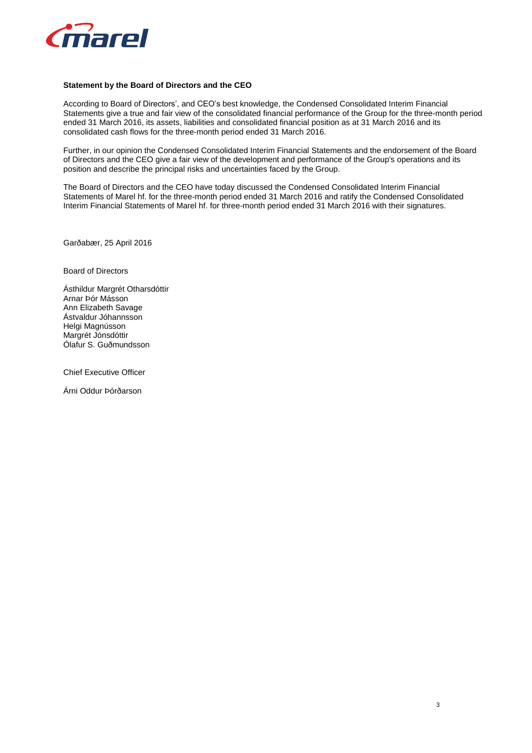**Statement by the Board of Directors and the CEO**

According to Board of Directors', and CEO's best knowledge, the Condensed Consolidated Interim Financial Statements give a true and fair view of the consolidated financial performance of the Group for the three-month period ended 31 March 2016, its assets, liabilities and consolidated financial position as at 31 March 2016 and its consolidated cash flows for the three-month period ended 31 March 2016.

Further, in our opinion the Condensed Consolidated Interim Financial Statements and the endorsement of the Board of Directors and the CEO give a fair view of the development and performance of the Group's operations and its position and describe the principal risks and uncertainties faced by the Group.

The Board of Directors and the CEO have today discussed the Condensed Consolidated Interim Financial Statements of Marel hf. for the three-month period ended 31 March 2016 and ratify the Condensed Consolidated Interim Financial Statements of Marel hf. for three-month period ended 31 March 2016 with their signatures.

Garðabær, 25 April 2016

Board of Directors

Ásthildur Margrét Otharsdóttir
Arnar Þór Másson
Ann Elizabeth Savage
Ástvaldur Jóhannsson
Helgi Magnússon
Margrét Jónsdóttir
Ólafur S. Guðmundsson

Chief Executive Officer

Árni Oddur Þórðarson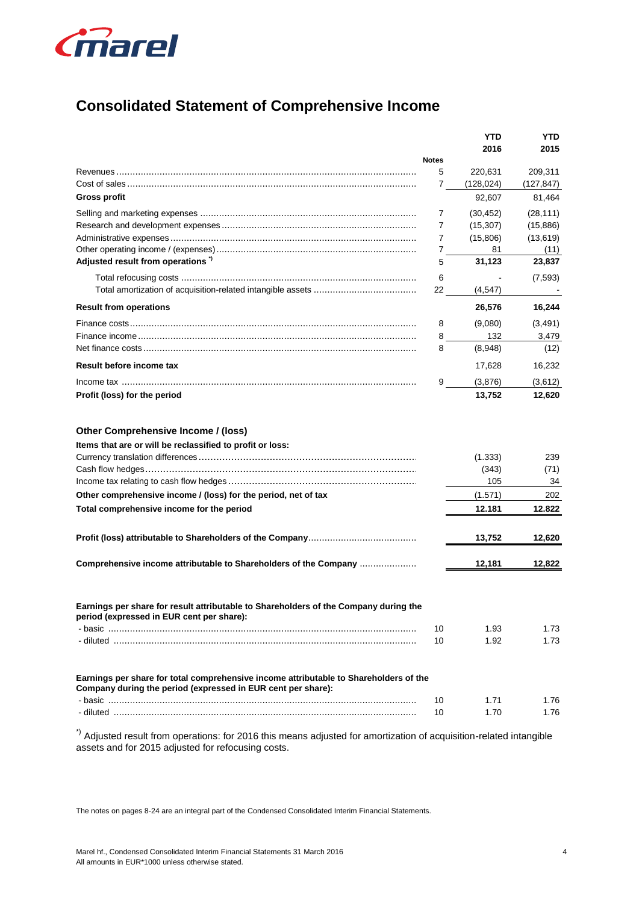# Consolidated Statement of Comprehensive Income

| | Notes | YTD 2016 | YTD 2015 |
|---|---|---|---|
| Revenues | 5 | 220,631 | 209,311 |
| Cost of sales | 7 | (128,024) | (127,847) |
| **Gross profit** | | 92,607 | 81,464 |
| Selling and marketing expenses | 7 | (30,452) | (28,111) |
| Research and development expenses | 7 | (15,307) | (15,886) |
| Administrative expenses | 7 | (15,806) | (13,619) |
| Other operating income / (expenses) | 7 | 81 | (11) |
| **Adjusted result from operations** *) | 5 | **31,123** | **23,837** |
| Total refocusing costs | 6 | - | (7,593) |
| Total amortization of acquisition-related intangible assets | 22 | (4,547) | - |
| **Result from operations** | | **26,576** | **16,244** |
| Finance costs | 8 | (9,080) | (3,491) |
| Finance income | 8 | 132 | 3,479 |
| Net finance costs | 8 | (8,948) | (12) |
| **Result before income tax** | | 17,628 | 16,232 |
| Income tax | 9 | (3,876) | (3,612) |
| **Profit (loss) for the period** | | **13,752** | **12,620** |
| | | | |
| **Other Comprehensive Income / (loss)** | | | |
| **Items that are or will be reclassified to profit or loss:** | | | |
| Currency translation differences | | (1.333) | 239 |
| Cash flow hedges | | (343) | (71) |
| Income tax relating to cash flow hedges | | 105 | 34 |
| **Other comprehensive income / (loss) for the period, net of tax** | | (1.571) | 202 |
| **Total comprehensive income for the period** | | **12.181** | **12.822** |
| | | | |
| **Profit (loss) attributable to Shareholders of the Company** | | **13,752** | **12,620** |
| | | | |
| **Comprehensive income attributable to Shareholders of the Company** | | **12,181** | **12,822** |
| | | | |
| **Earnings per share for result attributable to Shareholders of the Company during the period (expressed in EUR cent per share):** | | | |
| - basic | 10 | 1.93 | 1.73 |
| - diluted | 10 | 1.92 | 1.73 |
| | | | |
| **Earnings per share for total comprehensive income attributable to Shareholders of the Company during the period (expressed in EUR cent per share):** | | | |
| - basic | 10 | 1.71 | 1.76 |
| - diluted | 10 | 1.70 | 1.76 |

*) Adjusted result from operations: for 2016 this means adjusted for amortization of acquisition-related intangible assets and for 2015 adjusted for refocusing costs.

The notes on pages 8-24 are an integral part of the Condensed Consolidated Interim Financial Statements.

Marel hf., Condensed Consolidated Interim Financial Statements 31 March 2016
All amounts in EUR*1000 unless otherwise stated.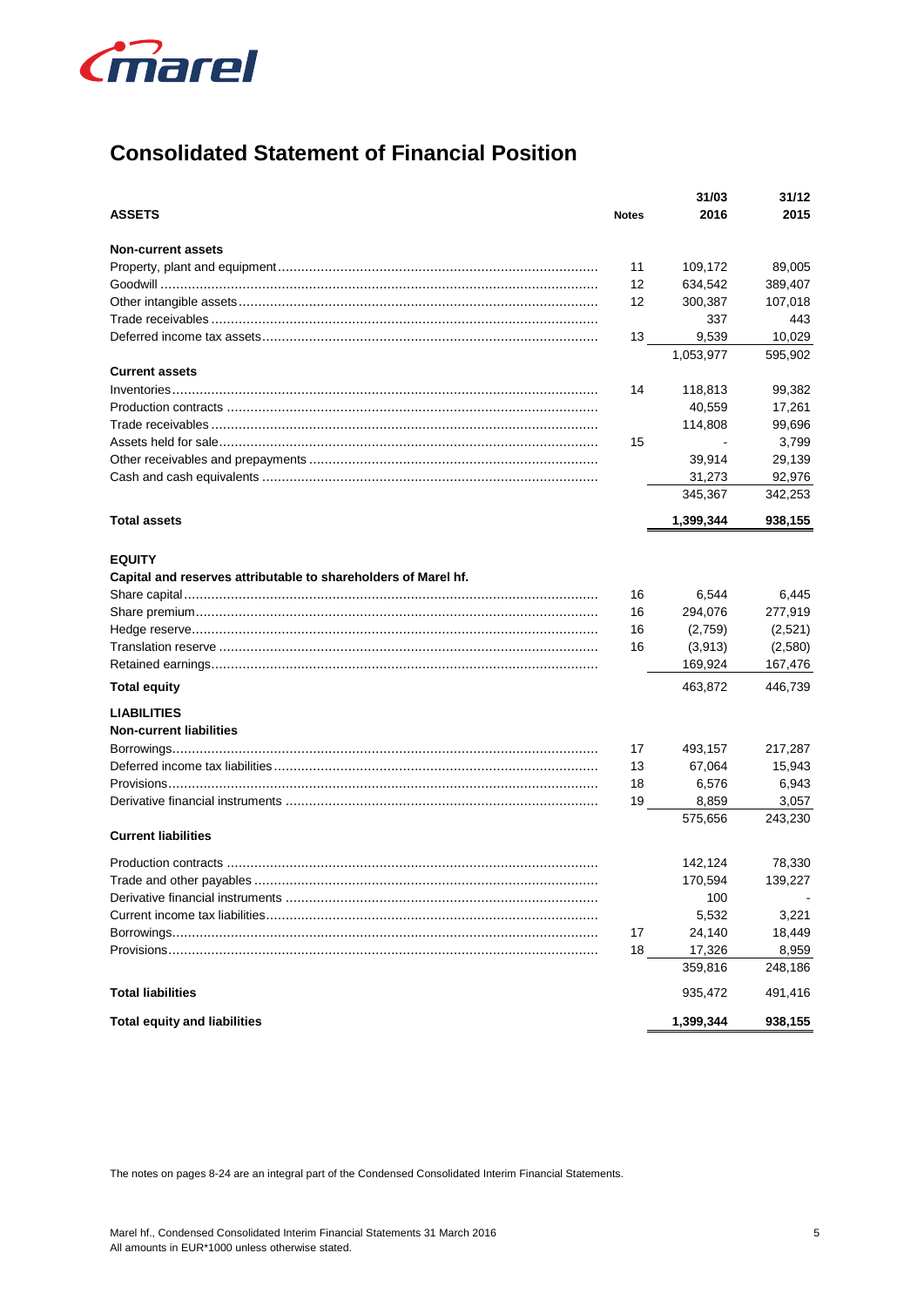# Consolidated Statement of Financial Position

| ASSETS | Notes | 31/03 2016 | 31/12 2015 |
|---|---|---|---|
| **Non-current assets** | | | |
| Property, plant and equipment | 11 | 109,172 | 89,005 |
| Goodwill | 12 | 634,542 | 389,407 |
| Other intangible assets | 12 | 300,387 | 107,018 |
| Trade receivables | | 337 | 443 |
| Deferred income tax assets | 13 | 9,539 | 10,029 |
| | | 1,053,977 | 595,902 |
| **Current assets** | | | |
| Inventories | 14 | 118,813 | 99,382 |
| Production contracts | | 40,559 | 17,261 |
| Trade receivables | | 114,808 | 99,696 |
| Assets held for sale | 15 | - | 3,799 |
| Other receivables and prepayments | | 39,914 | 29,139 |
| Cash and cash equivalents | | 31,273 | 92,976 |
| | | 345,367 | 342,253 |
| **Total assets** | | **1,399,344** | **938,155** |
| **EQUITY** | | | |
| **Capital and reserves attributable to shareholders of Marel hf.** | | | |
| Share capital | 16 | 6,544 | 6,445 |
| Share premium | 16 | 294,076 | 277,919 |
| Hedge reserve | 16 | (2,759) | (2,521) |
| Translation reserve | 16 | (3,913) | (2,580) |
| Retained earnings | | 169,924 | 167,476 |
| **Total equity** | | 463,872 | 446,739 |
| **LIABILITIES** | | | |
| **Non-current liabilities** | | | |
| Borrowings | 17 | 493,157 | 217,287 |
| Deferred income tax liabilities | 13 | 67,064 | 15,943 |
| Provisions | 18 | 6,576 | 6,943 |
| Derivative financial instruments | 19 | 8,859 | 3,057 |
| | | 575,656 | 243,230 |
| **Current liabilities** | | | |
| Production contracts | | 142,124 | 78,330 |
| Trade and other payables | | 170,594 | 139,227 |
| Derivative financial instruments | | 100 | - |
| Current income tax liabilities | | 5,532 | 3,221 |
| Borrowings | 17 | 24,140 | 18,449 |
| Provisions | 18 | 17,326 | 8,959 |
| | | 359,816 | 248,186 |
| **Total liabilities** | | 935,472 | 491,416 |
| **Total equity and liabilities** | | **1,399,344** | **938,155** |

The notes on pages 8-24 are an integral part of the Condensed Consolidated Interim Financial Statements.

Marel hf., Condensed Consolidated Interim Financial Statements 31 March 2016
All amounts in EUR*1000 unless otherwise stated.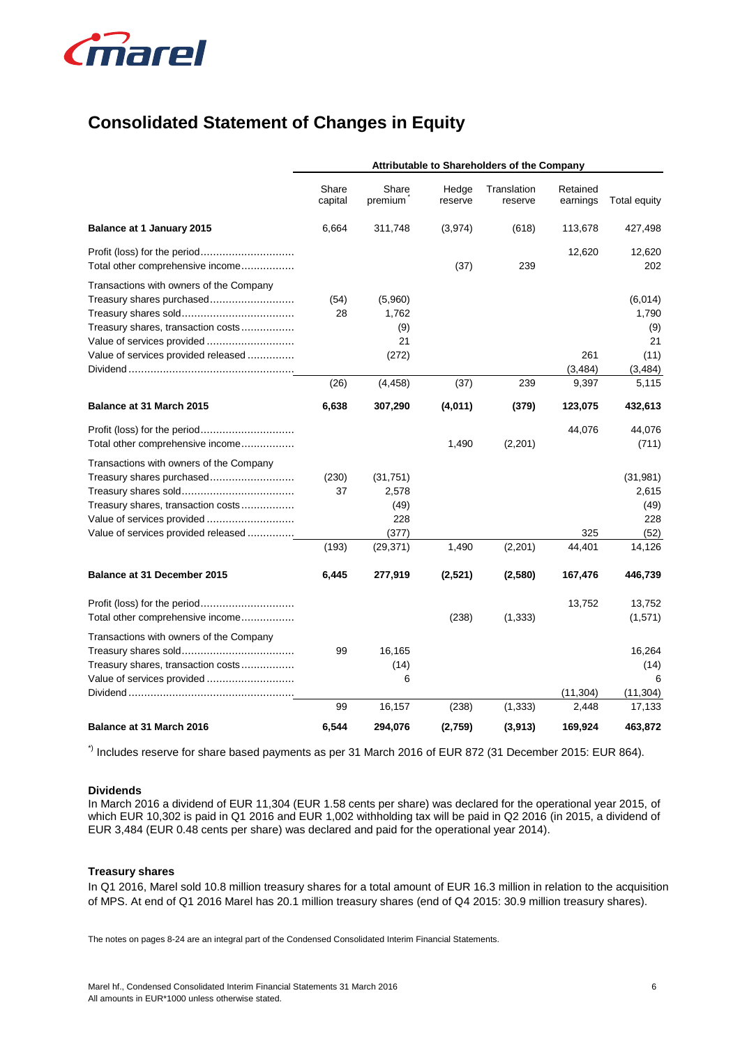# Consolidated Statement of Changes in Equity

| | Attributable to Shareholders of the Company | | | | | |
|---|---|---|---|---|---|---|
| | Share capital | Share premium[*] | Hedge reserve | Translation reserve | Retained earnings | Total equity |
| **Balance at 1 January 2015** | 6,664 | 311,748 | (3,974) | (618) | 113,678 | 427,498 |
| Profit (loss) for the period | | | | | 12,620 | 12,620 |
| Total other comprehensive income | | | (37) | 239 | | 202 |
| Transactions with owners of the Company | | | | | | |
| Treasury shares purchased | (54) | (5,960) | | | | (6,014) |
| Treasury shares sold | 28 | 1,762 | | | | 1,790 |
| Treasury shares, transaction costs | | (9) | | | | (9) |
| Value of services provided | | 21 | | | | 21 |
| Value of services provided released | | (272) | | | 261 | (11) |
| Dividend | | | | | (3,484) | (3,484) |
| | (26) | (4,458) | (37) | 239 | 9,397 | 5,115 |
| **Balance at 31 March 2015** | **6,638** | **307,290** | **(4,011)** | **(379)** | **123,075** | **432,613** |
| Profit (loss) for the period | | | | | 44,076 | 44,076 |
| Total other comprehensive income | | | 1,490 | (2,201) | | (711) |
| Transactions with owners of the Company | | | | | | |
| Treasury shares purchased | (230) | (31,751) | | | | (31,981) |
| Treasury shares sold | 37 | 2,578 | | | | 2,615 |
| Treasury shares, transaction costs | | (49) | | | | (49) |
| Value of services provided | | 228 | | | | 228 |
| Value of services provided released | | (377) | | | 325 | (52) |
| | (193) | (29,371) | 1,490 | (2,201) | 44,401 | 14,126 |
| **Balance at 31 December 2015** | **6,445** | **277,919** | **(2,521)** | **(2,580)** | **167,476** | **446,739** |
| Profit (loss) for the period | | | | | 13,752 | 13,752 |
| Total other comprehensive income | | | (238) | (1,333) | | (1,571) |
| Transactions with owners of the Company | | | | | | |
| Treasury shares sold | 99 | 16,165 | | | | 16,264 |
| Treasury shares, transaction costs | | (14) | | | | (14) |
| Value of services provided | | 6 | | | | 6 |
| Dividend | | | | | (11,304) | (11,304) |
| | 99 | 16,157 | (238) | (1,333) | 2,448 | 17,133 |
| **Balance at 31 March 2016** | **6,544** | **294,076** | **(2,759)** | **(3,913)** | **169,924** | **463,872** |

[*] Includes reserve for share based payments as per 31 March 2016 of EUR 872 (31 December 2015: EUR 864).

**Dividends**

In March 2016 a dividend of EUR 11,304 (EUR 1.58 cents per share) was declared for the operational year 2015, of which EUR 10,302 is paid in Q1 2016 and EUR 1,002 withholding tax will be paid in Q2 2016 (in 2015, a dividend of EUR 3,484 (EUR 0.48 cents per share) was declared and paid for the operational year 2014).

**Treasury shares**

In Q1 2016, Marel sold 10.8 million treasury shares for a total amount of EUR 16.3 million in relation to the acquisition of MPS. At end of Q1 2016 Marel has 20.1 million treasury shares (end of Q4 2015: 30.9 million treasury shares).

The notes on pages 8-24 are an integral part of the Condensed Consolidated Interim Financial Statements.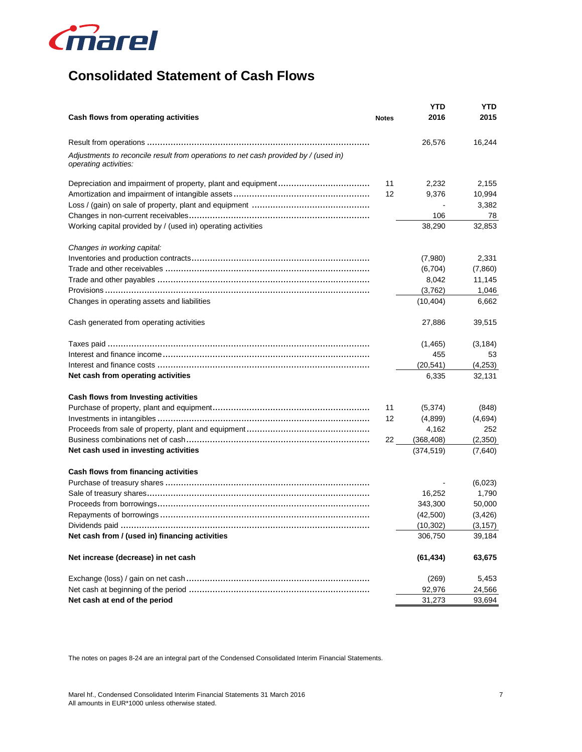# Consolidated Statement of Cash Flows

| Cash flows from operating activities | Notes | YTD 2016 | YTD 2015 |
|---|---|---|---|
| Result from operations | | 26,576 | 16,244 |
| *Adjustments to reconcile result from operations to net cash provided by / (used in) operating activities:* | | | |
| Depreciation and impairment of property, plant and equipment | 11 | 2,232 | 2,155 |
| Amortization and impairment of intangible assets | 12 | 9,376 | 10,994 |
| Loss / (gain) on sale of property, plant and equipment | | - | 3,382 |
| Changes in non-current receivables | | 106 | 78 |
| Working capital provided by / (used in) operating activities | | 38,290 | 32,853 |
| *Changes in working capital:* | | | |
| Inventories and production contracts | | (7,980) | 2,331 |
| Trade and other receivables | | (6,704) | (7,860) |
| Trade and other payables | | 8,042 | 11,145 |
| Provisions | | (3,762) | 1,046 |
| Changes in operating assets and liabilities | | (10,404) | 6,662 |
| Cash generated from operating activities | | 27,886 | 39,515 |
| Taxes paid | | (1,465) | (3,184) |
| Interest and finance income | | 455 | 53 |
| Interest and finance costs | | (20,541) | (4,253) |
| **Net cash from operating activities** | | 6,335 | 32,131 |
| **Cash flows from Investing activities** | | | |
| Purchase of property, plant and equipment | 11 | (5,374) | (848) |
| Investments in intangibles | 12 | (4,899) | (4,694) |
| Proceeds from sale of property, plant and equipment | | 4,162 | 252 |
| Business combinations net of cash | 22 | (368,408) | (2,350) |
| **Net cash used in investing activities** | | (374,519) | (7,640) |
| **Cash flows from financing activities** | | | |
| Purchase of treasury shares | | - | (6,023) |
| Sale of treasury shares | | 16,252 | 1,790 |
| Proceeds from borrowings | | 343,300 | 50,000 |
| Repayments of borrowings | | (42,500) | (3,426) |
| Dividends paid | | (10,302) | (3,157) |
| **Net cash from / (used in) financing activities** | | 306,750 | 39,184 |
| **Net increase (decrease) in net cash** | | **(61,434)** | **63,675** |
| Exchange (loss) / gain on net cash | | (269) | 5,453 |
| Net cash at beginning of the period | | 92,976 | 24,566 |
| **Net cash at end of the period** | | 31,273 | 93,694 |

The notes on pages 8-24 are an integral part of the Condensed Consolidated Interim Financial Statements.

Marel hf., Condensed Consolidated Interim Financial Statements 31 March 2016
All amounts in EUR*1000 unless otherwise stated.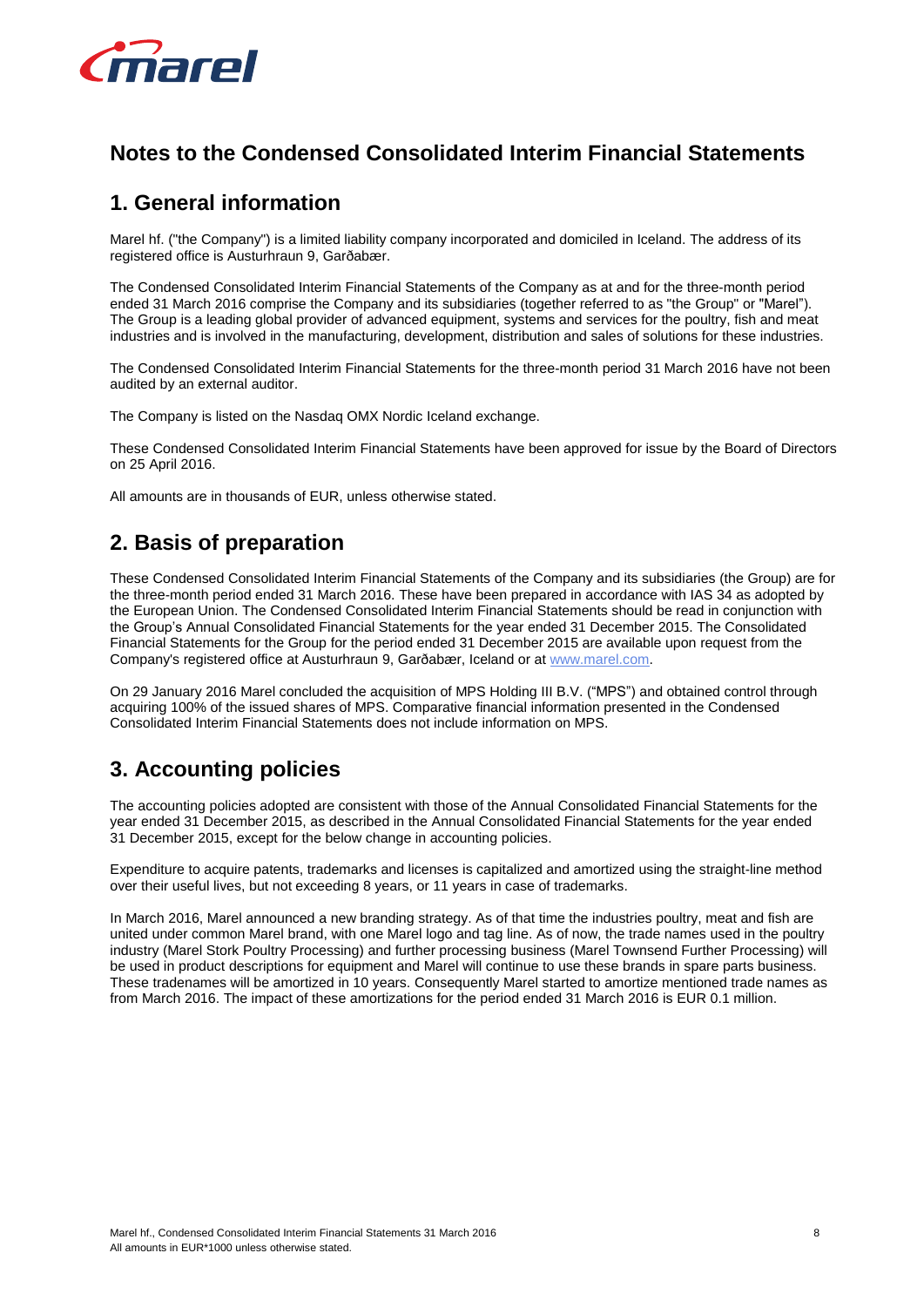# Notes to the Condensed Consolidated Interim Financial Statements

## 1. General information

Marel hf. ("the Company") is a limited liability company incorporated and domiciled in Iceland. The address of its registered office is Austurhraun 9, Garðabær.

The Condensed Consolidated Interim Financial Statements of the Company as at and for the three-month period ended 31 March 2016 comprise the Company and its subsidiaries (together referred to as "the Group" or "Marel"). The Group is a leading global provider of advanced equipment, systems and services for the poultry, fish and meat industries and is involved in the manufacturing, development, distribution and sales of solutions for these industries.

The Condensed Consolidated Interim Financial Statements for the three-month period 31 March 2016 have not been audited by an external auditor.

The Company is listed on the Nasdaq OMX Nordic Iceland exchange.

These Condensed Consolidated Interim Financial Statements have been approved for issue by the Board of Directors on 25 April 2016.

All amounts are in thousands of EUR, unless otherwise stated.

## 2. Basis of preparation

These Condensed Consolidated Interim Financial Statements of the Company and its subsidiaries (the Group) are for the three-month period ended 31 March 2016. These have been prepared in accordance with IAS 34 as adopted by the European Union. The Condensed Consolidated Interim Financial Statements should be read in conjunction with the Group's Annual Consolidated Financial Statements for the year ended 31 December 2015. The Consolidated Financial Statements for the Group for the period ended 31 December 2015 are available upon request from the Company's registered office at Austurhraun 9, Garðabær, Iceland or at www.marel.com.

On 29 January 2016 Marel concluded the acquisition of MPS Holding III B.V. ("MPS") and obtained control through acquiring 100% of the issued shares of MPS. Comparative financial information presented in the Condensed Consolidated Interim Financial Statements does not include information on MPS.

## 3. Accounting policies

The accounting policies adopted are consistent with those of the Annual Consolidated Financial Statements for the year ended 31 December 2015, as described in the Annual Consolidated Financial Statements for the year ended 31 December 2015, except for the below change in accounting policies.

Expenditure to acquire patents, trademarks and licenses is capitalized and amortized using the straight-line method over their useful lives, but not exceeding 8 years, or 11 years in case of trademarks.

In March 2016, Marel announced a new branding strategy. As of that time the industries poultry, meat and fish are united under common Marel brand, with one Marel logo and tag line. As of now, the trade names used in the poultry industry (Marel Stork Poultry Processing) and further processing business (Marel Townsend Further Processing) will be used in product descriptions for equipment and Marel will continue to use these brands in spare parts business. These tradenames will be amortized in 10 years. Consequently Marel started to amortize mentioned trade names as from March 2016. The impact of these amortizations for the period ended 31 March 2016 is EUR 0.1 million.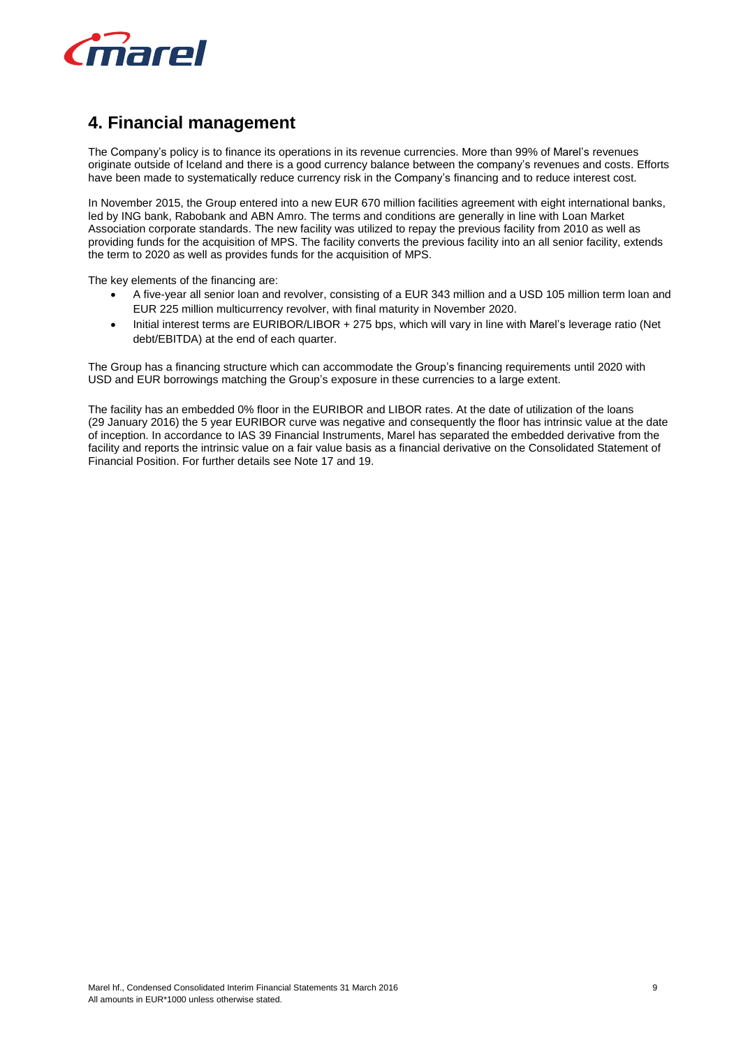## 4. Financial management

The Company's policy is to finance its operations in its revenue currencies. More than 99% of Marel's revenues originate outside of Iceland and there is a good currency balance between the company's revenues and costs. Efforts have been made to systematically reduce currency risk in the Company's financing and to reduce interest cost.

In November 2015, the Group entered into a new EUR 670 million facilities agreement with eight international banks, led by ING bank, Rabobank and ABN Amro. The terms and conditions are generally in line with Loan Market Association corporate standards. The new facility was utilized to repay the previous facility from 2010 as well as providing funds for the acquisition of MPS. The facility converts the previous facility into an all senior facility, extends the term to 2020 as well as provides funds for the acquisition of MPS.

The key elements of the financing are:

- A five-year all senior loan and revolver, consisting of a EUR 343 million and a USD 105 million term loan and EUR 225 million multicurrency revolver, with final maturity in November 2020.
- Initial interest terms are EURIBOR/LIBOR + 275 bps, which will vary in line with Marel's leverage ratio (Net debt/EBITDA) at the end of each quarter.

The Group has a financing structure which can accommodate the Group's financing requirements until 2020 with USD and EUR borrowings matching the Group's exposure in these currencies to a large extent.

The facility has an embedded 0% floor in the EURIBOR and LIBOR rates. At the date of utilization of the loans (29 January 2016) the 5 year EURIBOR curve was negative and consequently the floor has intrinsic value at the date of inception. In accordance to IAS 39 Financial Instruments, Marel has separated the embedded derivative from the facility and reports the intrinsic value on a fair value basis as a financial derivative on the Consolidated Statement of Financial Position. For further details see Note 17 and 19.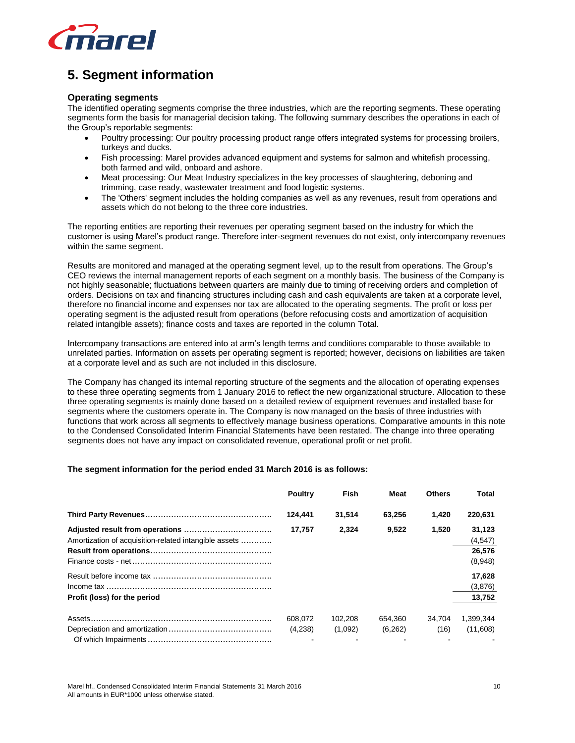## 5. Segment information

### Operating segments

The identified operating segments comprise the three industries, which are the reporting segments. These operating segments form the basis for managerial decision taking. The following summary describes the operations in each of the Group's reportable segments:

- Poultry processing: Our poultry processing product range offers integrated systems for processing broilers, turkeys and ducks.
- Fish processing: Marel provides advanced equipment and systems for salmon and whitefish processing, both farmed and wild, onboard and ashore.
- Meat processing: Our Meat Industry specializes in the key processes of slaughtering, deboning and trimming, case ready, wastewater treatment and food logistic systems.
- The 'Others' segment includes the holding companies as well as any revenues, result from operations and assets which do not belong to the three core industries.

The reporting entities are reporting their revenues per operating segment based on the industry for which the customer is using Marel's product range. Therefore inter-segment revenues do not exist, only intercompany revenues within the same segment.

Results are monitored and managed at the operating segment level, up to the result from operations. The Group's CEO reviews the internal management reports of each segment on a monthly basis. The business of the Company is not highly seasonable; fluctuations between quarters are mainly due to timing of receiving orders and completion of orders. Decisions on tax and financing structures including cash and cash equivalents are taken at a corporate level, therefore no financial income and expenses nor tax are allocated to the operating segments. The profit or loss per operating segment is the adjusted result from operations (before refocusing costs and amortization of acquisition related intangible assets); finance costs and taxes are reported in the column Total.

Intercompany transactions are entered into at arm's length terms and conditions comparable to those available to unrelated parties. Information on assets per operating segment is reported; however, decisions on liabilities are taken at a corporate level and as such are not included in this disclosure.

The Company has changed its internal reporting structure of the segments and the allocation of operating expenses to these three operating segments from 1 January 2016 to reflect the new organizational structure. Allocation to these three operating segments is mainly done based on a detailed review of equipment revenues and installed base for segments where the customers operate in. The Company is now managed on the basis of three industries with functions that work across all segments to effectively manage business operations. Comparative amounts in this note to the Condensed Consolidated Interim Financial Statements have been restated. The change into three operating segments does not have any impact on consolidated revenue, operational profit or net profit.

**The segment information for the period ended 31 March 2016 is as follows:**

| | Poultry | Fish | Meat | Others | Total |
|---|---|---|---|---|---|
| **Third Party Revenues** | **124,441** | **31,514** | **63,256** | **1,420** | **220,631** |
| **Adjusted result from operations** | **17,757** | **2,324** | **9,522** | **1,520** | **31,123** |
| Amortization of acquisition-related intangible assets | | | | | (4,547) |
| **Result from operations** | | | | | **26,576** |
| Finance costs - net | | | | | (8,948) |
| Result before income tax | | | | | **17,628** |
| Income tax | | | | | (3,876) |
| **Profit (loss) for the period** | | | | | **13,752** |
| Assets | 608,072 | 102,208 | 654,360 | 34,704 | 1,399,344 |
| Depreciation and amortization | (4,238) | (1,092) | (6,262) | (16) | (11,608) |
| Of which Impairments | - | - | - | - | - |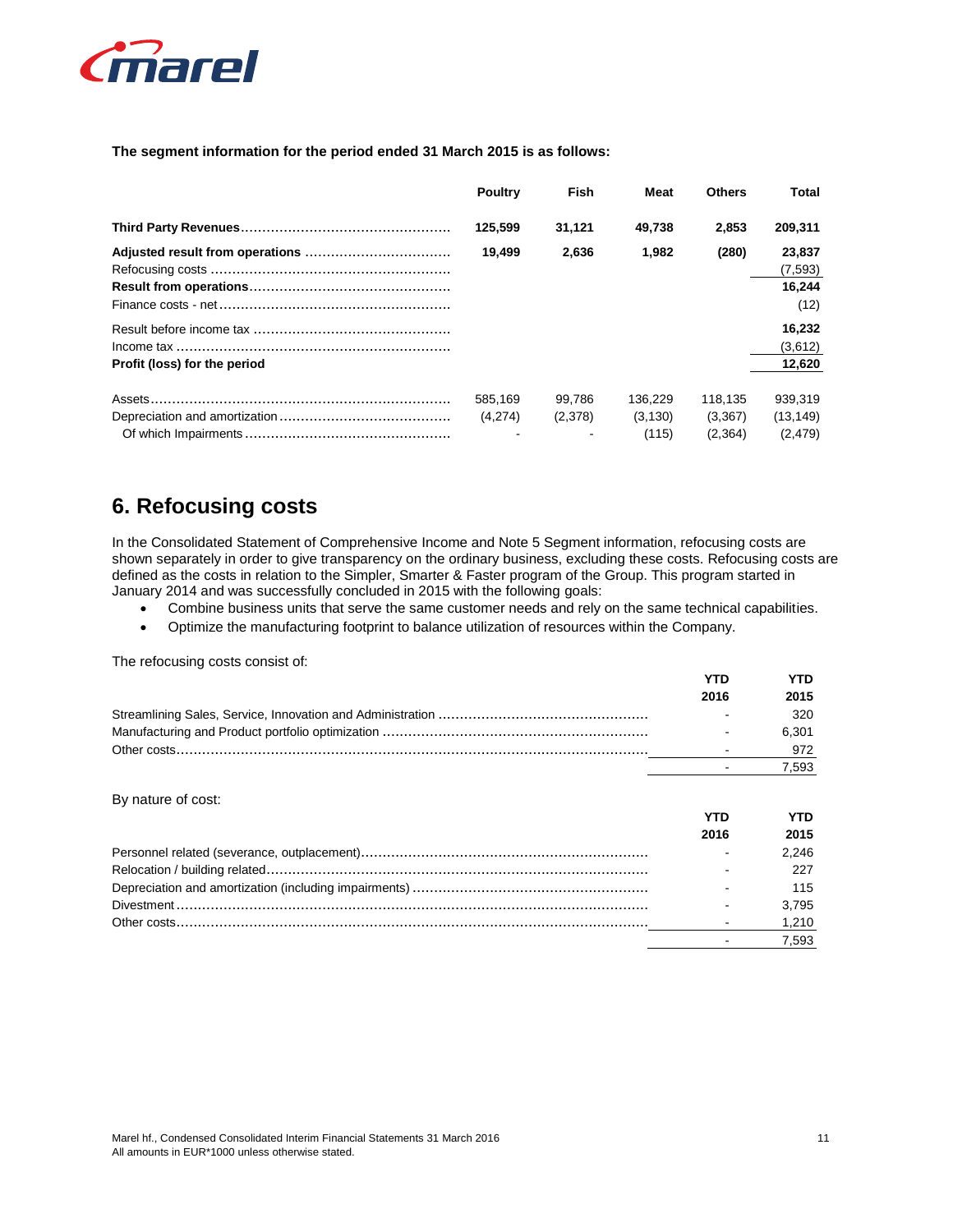**The segment information for the period ended 31 March 2015 is as follows:**

| | Poultry | Fish | Meat | Others | Total |
|---|---|---|---|---|---|
| **Third Party Revenues** | **125,599** | **31,121** | **49,738** | **2,853** | **209,311** |
| **Adjusted result from operations** | **19,499** | **2,636** | **1,982** | **(280)** | **23,837** |
| Refocusing costs | | | | | (7,593) |
| **Result from operations** | | | | | **16,244** |
| Finance costs - net | | | | | (12) |
| Result before income tax | | | | | **16,232** |
| Income tax | | | | | (3,612) |
| **Profit (loss) for the period** | | | | | **12,620** |
| Assets | 585,169 | 99,786 | 136,229 | 118,135 | 939,319 |
| Depreciation and amortization | (4,274) | (2,378) | (3,130) | (3,367) | (13,149) |
| Of which Impairments | - | - | (115) | (2,364) | (2,479) |

## 6. Refocusing costs

In the Consolidated Statement of Comprehensive Income and Note 5 Segment information, refocusing costs are shown separately in order to give transparency on the ordinary business, excluding these costs. Refocusing costs are defined as the costs in relation to the Simpler, Smarter & Faster program of the Group. This program started in January 2014 and was successfully concluded in 2015 with the following goals:

- Combine business units that serve the same customer needs and rely on the same technical capabilities.
- Optimize the manufacturing footprint to balance utilization of resources within the Company.

The refocusing costs consist of:

| | YTD 2016 | YTD 2015 |
|---|---|---|
| Streamlining Sales, Service, Innovation and Administration | - | 320 |
| Manufacturing and Product portfolio optimization | - | 6,301 |
| Other costs | - | 972 |
| | - | 7,593 |

By nature of cost:

| | YTD 2016 | YTD 2015 |
|---|---|---|
| Personnel related (severance, outplacement) | - | 2,246 |
| Relocation / building related | - | 227 |
| Depreciation and amortization (including impairments) | - | 115 |
| Divestment | - | 3,795 |
| Other costs | - | 1,210 |
| | - | 7,593 |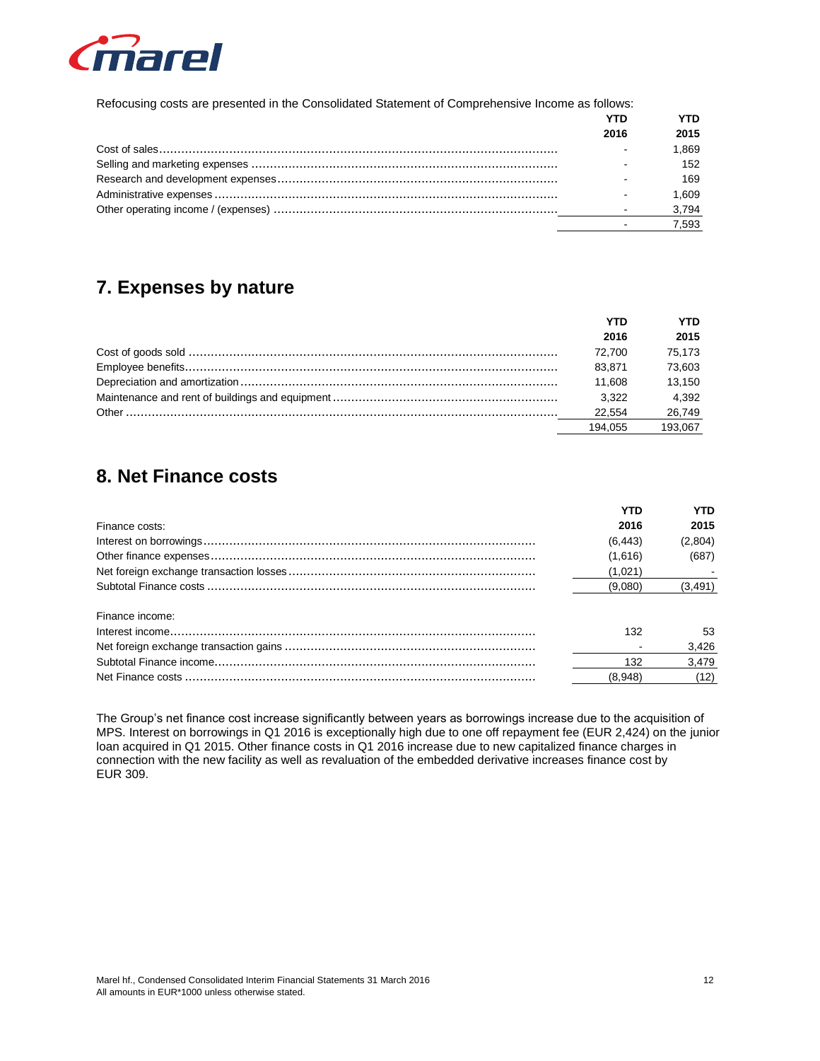Refocusing costs are presented in the Consolidated Statement of Comprehensive Income as follows:

| | YTD 2016 | YTD 2015 |
|---|---|---|
| Cost of sales | - | 1,869 |
| Selling and marketing expenses | - | 152 |
| Research and development expenses | - | 169 |
| Administrative expenses | - | 1,609 |
| Other operating income / (expenses) | - | 3,794 |
| | - | 7,593 |

## 7. Expenses by nature

| | YTD 2016 | YTD 2015 |
|---|---|---|
| Cost of goods sold | 72,700 | 75,173 |
| Employee benefits | 83,871 | 73,603 |
| Depreciation and amortization | 11,608 | 13,150 |
| Maintenance and rent of buildings and equipment | 3,322 | 4,392 |
| Other | 22,554 | 26,749 |
| | 194,055 | 193,067 |

## 8. Net Finance costs

| | YTD 2016 | YTD 2015 |
|---|---|---|
| Finance costs: | | |
| Interest on borrowings | (6,443) | (2,804) |
| Other finance expenses | (1,616) | (687) |
| Net foreign exchange transaction losses | (1,021) | - |
| Subtotal Finance costs | (9,080) | (3,491) |
| | | |
| Finance income: | | |
| Interest income | 132 | 53 |
| Net foreign exchange transaction gains | - | 3,426 |
| Subtotal Finance income | 132 | 3,479 |
| Net Finance costs | (8,948) | (12) |

The Group's net finance cost increase significantly between years as borrowings increase due to the acquisition of MPS. Interest on borrowings in Q1 2016 is exceptionally high due to one off repayment fee (EUR 2,424) on the junior loan acquired in Q1 2015. Other finance costs in Q1 2016 increase due to new capitalized finance charges in connection with the new facility as well as revaluation of the embedded derivative increases finance cost by EUR 309.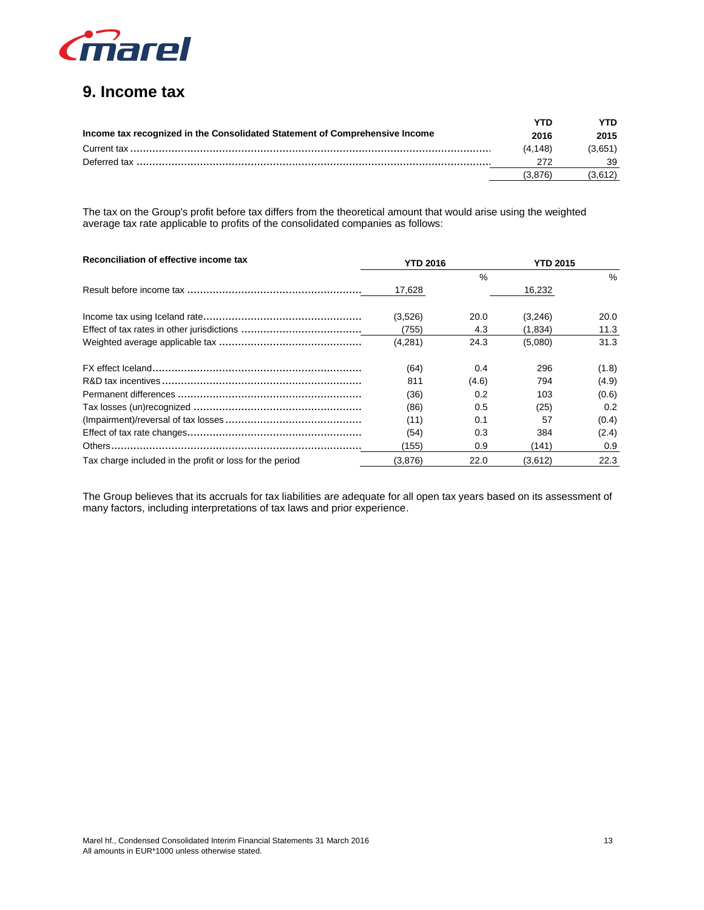# 9. Income tax

| Income tax recognized in the Consolidated Statement of Comprehensive Income | YTD 2016 | YTD 2015 |
|---|---|---|
| Current tax | (4,148) | (3,651) |
| Deferred tax | 272 | 39 |
| | (3,876) | (3,612) |

The tax on the Group's profit before tax differs from the theoretical amount that would arise using the weighted average tax rate applicable to profits of the consolidated companies as follows:

| Reconciliation of effective income tax | YTD 2016 | | YTD 2015 | |
|---|---|---|---|---|
| | | % | | % |
| Result before income tax | 17,628 | | 16,232 | |
| Income tax using Iceland rate | (3,526) | 20.0 | (3,246) | 20.0 |
| Effect of tax rates in other jurisdictions | (755) | 4.3 | (1,834) | 11.3 |
| Weighted average applicable tax | (4,281) | 24.3 | (5,080) | 31.3 |
| FX effect Iceland | (64) | 0.4 | 296 | (1.8) |
| R&D tax incentives | 811 | (4.6) | 794 | (4.9) |
| Permanent differences | (36) | 0.2 | 103 | (0.6) |
| Tax losses (un)recognized | (86) | 0.5 | (25) | 0.2 |
| (Impairment)/reversal of tax losses | (11) | 0.1 | 57 | (0.4) |
| Effect of tax rate changes | (54) | 0.3 | 384 | (2.4) |
| Others | (155) | 0.9 | (141) | 0.9 |
| Tax charge included in the profit or loss for the period | (3,876) | 22.0 | (3,612) | 22.3 |

The Group believes that its accruals for tax liabilities are adequate for all open tax years based on its assessment of many factors, including interpretations of tax laws and prior experience.

Marel hf., Condensed Consolidated Interim Financial Statements 31 March 2016
All amounts in EUR*1000 unless otherwise stated.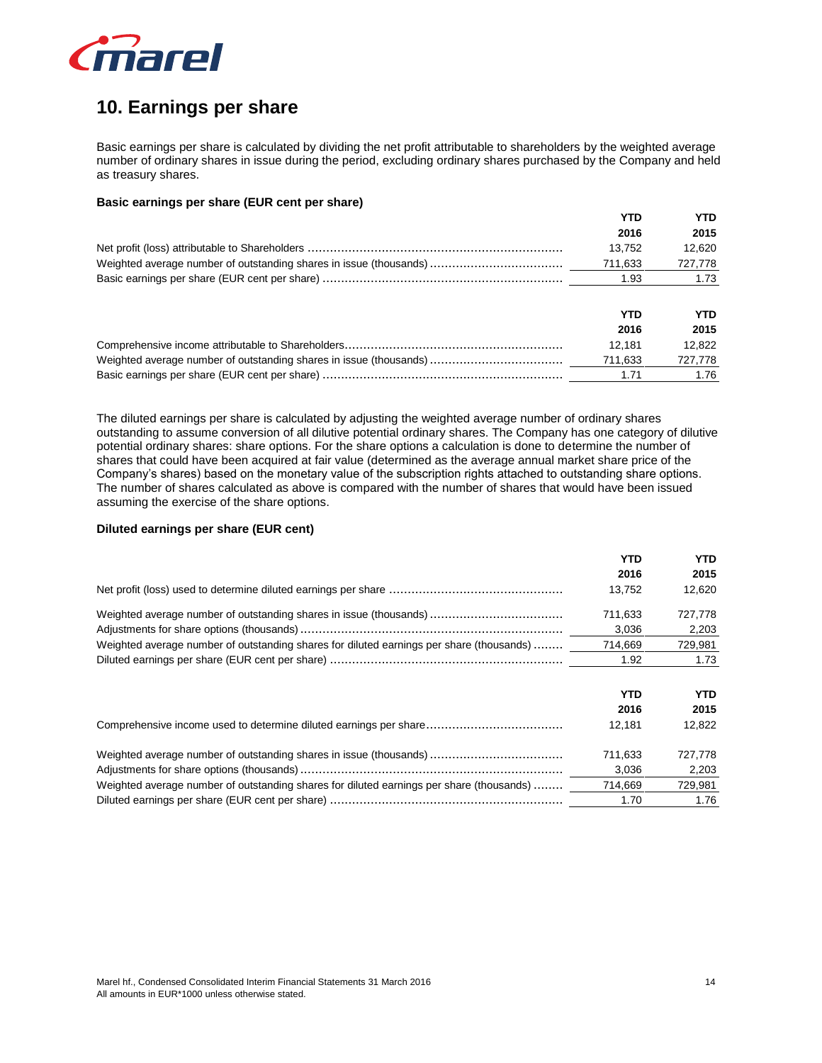## 10. Earnings per share

Basic earnings per share is calculated by dividing the net profit attributable to shareholders by the weighted average number of ordinary shares in issue during the period, excluding ordinary shares purchased by the Company and held as treasury shares.

**Basic earnings per share (EUR cent per share)**

| | YTD 2016 | YTD 2015 |
|---|---|---|
| Net profit (loss) attributable to Shareholders | 13,752 | 12,620 |
| Weighted average number of outstanding shares in issue (thousands) | 711,633 | 727,778 |
| Basic earnings per share (EUR cent per share) | 1.93 | 1.73 |

| | YTD 2016 | YTD 2015 |
|---|---|---|
| Comprehensive income attributable to Shareholders | 12,181 | 12,822 |
| Weighted average number of outstanding shares in issue (thousands) | 711,633 | 727,778 |
| Basic earnings per share (EUR cent per share) | 1.71 | 1.76 |

The diluted earnings per share is calculated by adjusting the weighted average number of ordinary shares outstanding to assume conversion of all dilutive potential ordinary shares. The Company has one category of dilutive potential ordinary shares: share options. For the share options a calculation is done to determine the number of shares that could have been acquired at fair value (determined as the average annual market share price of the Company's shares) based on the monetary value of the subscription rights attached to outstanding share options. The number of shares calculated as above is compared with the number of shares that would have been issued assuming the exercise of the share options.

**Diluted earnings per share (EUR cent)**

| | YTD 2016 | YTD 2015 |
|---|---|---|
| Net profit (loss) used to determine diluted earnings per share | 13,752 | 12,620 |
| Weighted average number of outstanding shares in issue (thousands) | 711,633 | 727,778 |
| Adjustments for share options (thousands) | 3,036 | 2,203 |
| Weighted average number of outstanding shares for diluted earnings per share (thousands) | 714,669 | 729,981 |
| Diluted earnings per share (EUR cent per share) | 1.92 | 1.73 |

| | YTD 2016 | YTD 2015 |
|---|---|---|
| Comprehensive income used to determine diluted earnings per share | 12,181 | 12,822 |
| Weighted average number of outstanding shares in issue (thousands) | 711,633 | 727,778 |
| Adjustments for share options (thousands) | 3,036 | 2,203 |
| Weighted average number of outstanding shares for diluted earnings per share (thousands) | 714,669 | 729,981 |
| Diluted earnings per share (EUR cent per share) | 1.70 | 1.76 |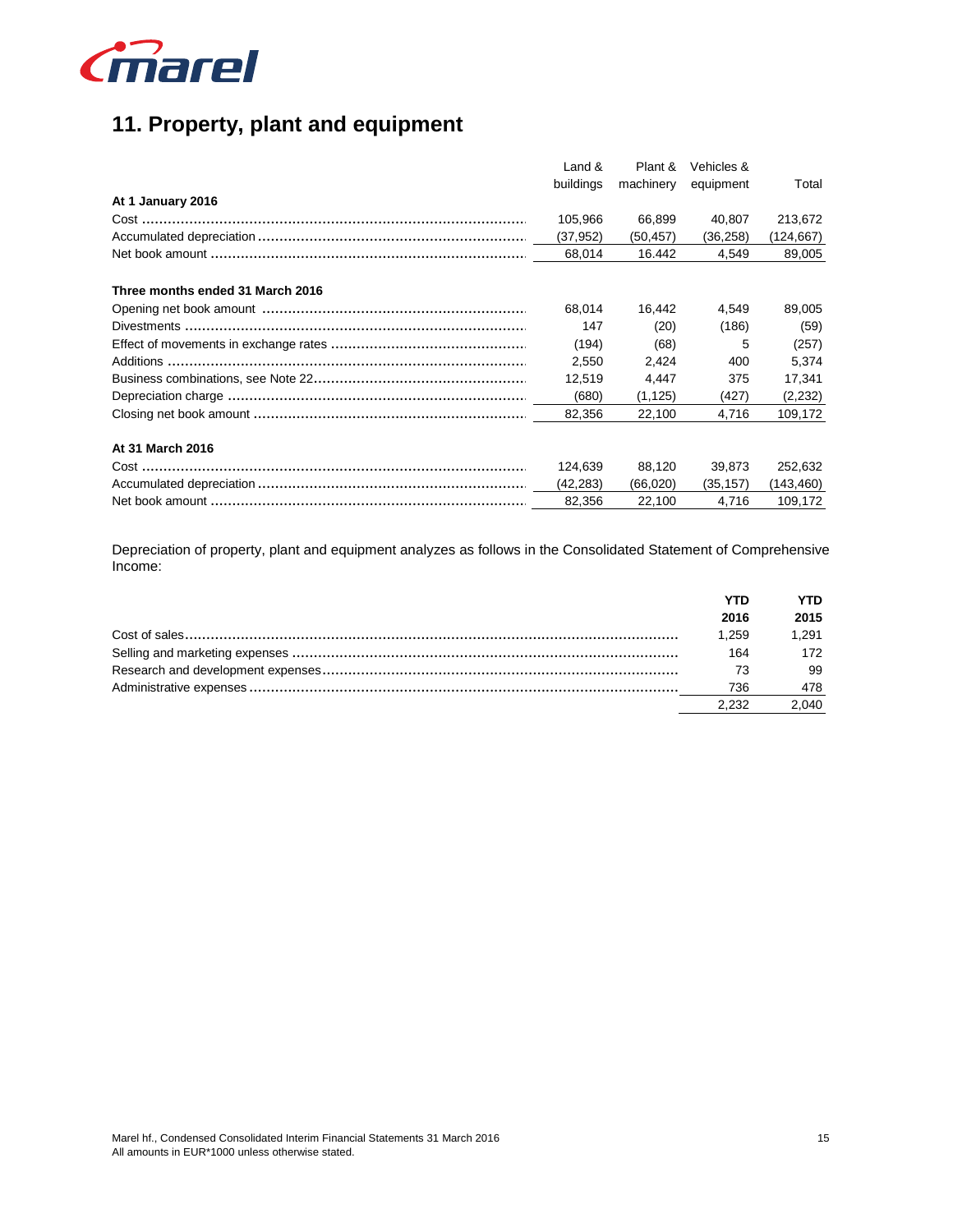## 11. Property, plant and equipment

| | Land & buildings | Plant & machinery | Vehicles & equipment | Total |
|---|---|---|---|---|
| **At 1 January 2016** | | | | |
| Cost | 105,966 | 66,899 | 40,807 | 213,672 |
| Accumulated depreciation | (37,952) | (50,457) | (36,258) | (124,667) |
| Net book amount | 68,014 | 16.442 | 4,549 | 89,005 |
| | | | | |
| **Three months ended 31 March 2016** | | | | |
| Opening net book amount | 68,014 | 16,442 | 4,549 | 89,005 |
| Divestments | 147 | (20) | (186) | (59) |
| Effect of movements in exchange rates | (194) | (68) | 5 | (257) |
| Additions | 2,550 | 2,424 | 400 | 5,374 |
| Business combinations, see Note 22 | 12,519 | 4,447 | 375 | 17,341 |
| Depreciation charge | (680) | (1,125) | (427) | (2,232) |
| Closing net book amount | 82,356 | 22,100 | 4,716 | 109,172 |
| | | | | |
| **At 31 March 2016** | | | | |
| Cost | 124,639 | 88,120 | 39,873 | 252,632 |
| Accumulated depreciation | (42,283) | (66,020) | (35,157) | (143,460) |
| Net book amount | 82,356 | 22,100 | 4,716 | 109,172 |

Depreciation of property, plant and equipment analyzes as follows in the Consolidated Statement of Comprehensive Income:

| | YTD 2016 | YTD 2015 |
|---|---|---|
| Cost of sales | 1,259 | 1,291 |
| Selling and marketing expenses | 164 | 172 |
| Research and development expenses | 73 | 99 |
| Administrative expenses | 736 | 478 |
| | 2,232 | 2,040 |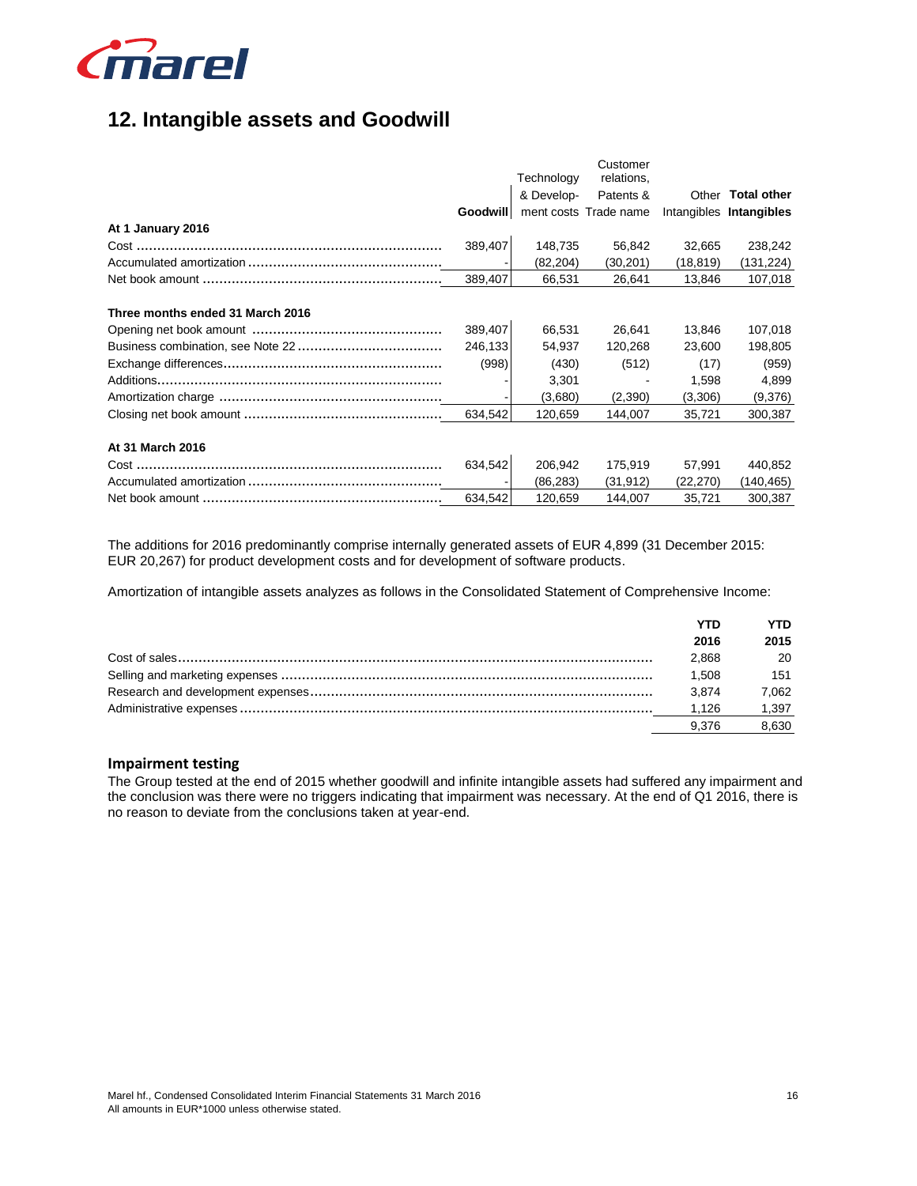## 12. Intangible assets and Goodwill

| | Goodwill | Technology & Develop-ment costs | Customer relations, Patents & Trade name | Other Intangibles | Total other Intangibles |
|---|---|---|---|---|---|
| **At 1 January 2016** | | | | | |
| Cost | 389,407 | 148,735 | 56,842 | 32,665 | 238,242 |
| Accumulated amortization | - | (82,204) | (30,201) | (18,819) | (131,224) |
| Net book amount | 389,407 | 66,531 | 26,641 | 13,846 | 107,018 |
| | | | | | |
| **Three months ended 31 March 2016** | | | | | |
| Opening net book amount | 389,407 | 66,531 | 26,641 | 13,846 | 107,018 |
| Business combination, see Note 22 | 246,133 | 54,937 | 120,268 | 23,600 | 198,805 |
| Exchange differences | (998) | (430) | (512) | (17) | (959) |
| Additions | - | 3,301 | - | 1,598 | 4,899 |
| Amortization charge | - | (3,680) | (2,390) | (3,306) | (9,376) |
| Closing net book amount | 634,542 | 120,659 | 144,007 | 35,721 | 300,387 |
| | | | | | |
| **At 31 March 2016** | | | | | |
| Cost | 634,542 | 206,942 | 175,919 | 57,991 | 440,852 |
| Accumulated amortization | - | (86,283) | (31,912) | (22,270) | (140,465) |
| Net book amount | 634,542 | 120,659 | 144,007 | 35,721 | 300,387 |

The additions for 2016 predominantly comprise internally generated assets of EUR 4,899 (31 December 2015: EUR 20,267) for product development costs and for development of software products.

Amortization of intangible assets analyzes as follows in the Consolidated Statement of Comprehensive Income:

| | YTD 2016 | YTD 2015 |
|---|---|---|
| Cost of sales | 2,868 | 20 |
| Selling and marketing expenses | 1,508 | 151 |
| Research and development expenses | 3,874 | 7,062 |
| Administrative expenses | 1,126 | 1,397 |
| | 9,376 | 8,630 |

### Impairment testing

The Group tested at the end of 2015 whether goodwill and infinite intangible assets had suffered any impairment and the conclusion was there were no triggers indicating that impairment was necessary. At the end of Q1 2016, there is no reason to deviate from the conclusions taken at year-end.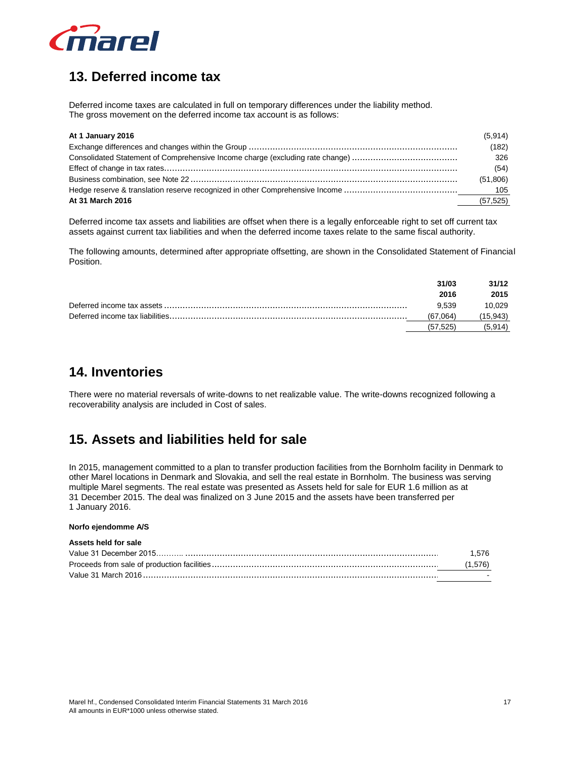## 13. Deferred income tax

Deferred income taxes are calculated in full on temporary differences under the liability method.
The gross movement on the deferred income tax account is as follows:

| | |
|---|---|
| **At 1 January 2016** | (5,914) |
| Exchange differences and changes within the Group | (182) |
| Consolidated Statement of Comprehensive Income charge (excluding rate change) | 326 |
| Effect of change in tax rates | (54) |
| Business combination, see Note 22 | (51,806) |
| Hedge reserve & translation reserve recognized in other Comprehensive Income | 105 |
| **At 31 March 2016** | (57,525) |

Deferred income tax assets and liabilities are offset when there is a legally enforceable right to set off current tax assets against current tax liabilities and when the deferred income taxes relate to the same fiscal authority.

The following amounts, determined after appropriate offsetting, are shown in the Consolidated Statement of Financial Position.

| | **31/03 2016** | **31/12 2015** |
|---|---|---|
| Deferred income tax assets | 9,539 | 10,029 |
| Deferred income tax liabilities | (67,064) | (15,943) |
| | (57,525) | (5,914) |

## 14. Inventories

There were no material reversals of write-downs to net realizable value. The write-downs recognized following a recoverability analysis are included in Cost of sales.

## 15. Assets and liabilities held for sale

In 2015, management committed to a plan to transfer production facilities from the Bornholm facility in Denmark to other Marel locations in Denmark and Slovakia, and sell the real estate in Bornholm. The business was serving multiple Marel segments. The real estate was presented as Assets held for sale for EUR 1.6 million as at 31 December 2015. The deal was finalized on 3 June 2015 and the assets have been transferred per 1 January 2016.

**Norfo ejendomme A/S**

| **Assets held for sale** | |
|---|---|
| Value 31 December 2015 | 1,576 |
| Proceeds from sale of production facilities | (1,576) |
| Value 31 March 2016 | - |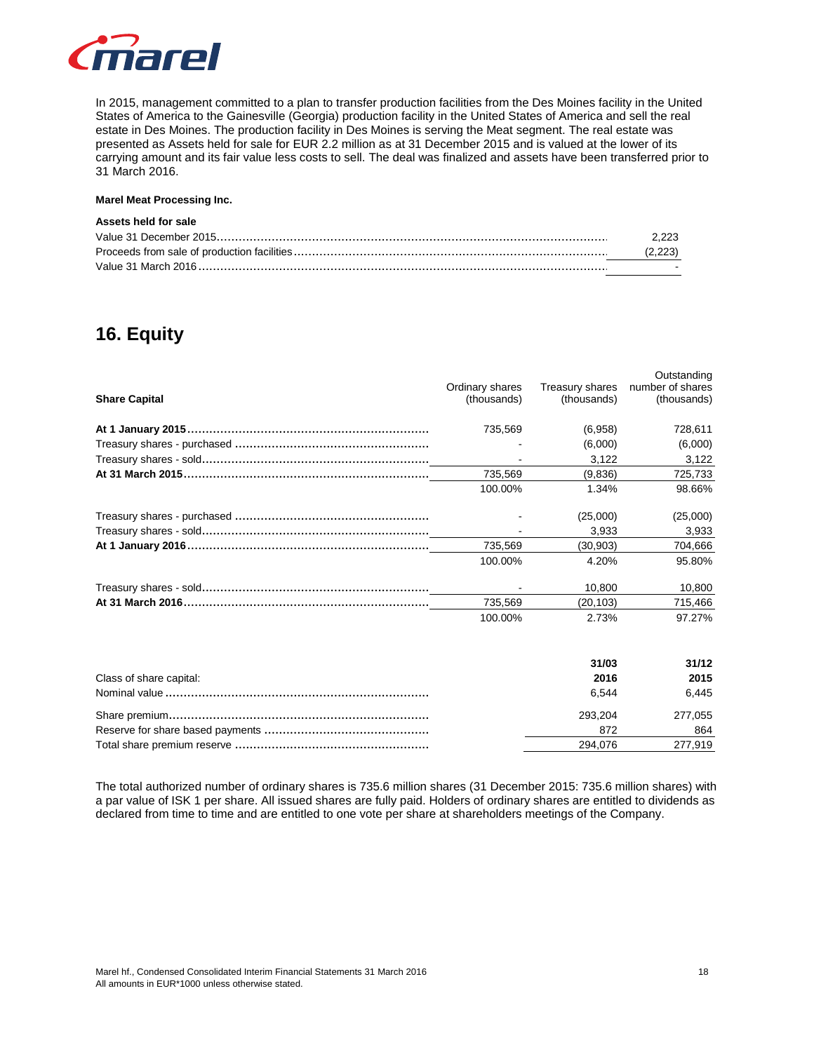In 2015, management committed to a plan to transfer production facilities from the Des Moines facility in the United States of America to the Gainesville (Georgia) production facility in the United States of America and sell the real estate in Des Moines. The production facility in Des Moines is serving the Meat segment. The real estate was presented as Assets held for sale for EUR 2.2 million as at 31 December 2015 and is valued at the lower of its carrying amount and its fair value less costs to sell. The deal was finalized and assets have been transferred prior to 31 March 2016.

**Marel Meat Processing Inc.**

| **Assets held for sale** | |
|---|---|
| Value 31 December 2015 | 2,223 |
| Proceeds from sale of production facilities | (2,223) |
| Value 31 March 2016 | - |

## 16. Equity

| **Share Capital** | Ordinary shares (thousands) | Treasury shares (thousands) | Outstanding number of shares (thousands) |
|---|---|---|---|
| **At 1 January 2015** | 735,569 | (6,958) | 728,611 |
| Treasury shares - purchased | - | (6,000) | (6,000) |
| Treasury shares - sold | - | 3,122 | 3,122 |
| **At 31 March 2015** | 735,569 | (9,836) | 725,733 |
| | 100.00% | 1.34% | 98.66% |
| Treasury shares - purchased | - | (25,000) | (25,000) |
| Treasury shares - sold | - | 3,933 | 3,933 |
| **At 1 January 2016** | 735,569 | (30,903) | 704,666 |
| | 100.00% | 4.20% | 95.80% |
| Treasury shares - sold | - | 10,800 | 10,800 |
| **At 31 March 2016** | 735,569 | (20,103) | 715,466 |
| | 100.00% | 2.73% | 97.27% |

| Class of share capital: | **31/03 2016** | **31/12 2015** |
|---|---|---|
| Nominal value | 6,544 | 6,445 |
| Share premium | 293,204 | 277,055 |
| Reserve for share based payments | 872 | 864 |
| Total share premium reserve | 294,076 | 277,919 |

The total authorized number of ordinary shares is 735.6 million shares (31 December 2015: 735.6 million shares) with a par value of ISK 1 per share. All issued shares are fully paid. Holders of ordinary shares are entitled to dividends as declared from time to time and are entitled to one vote per share at shareholders meetings of the Company.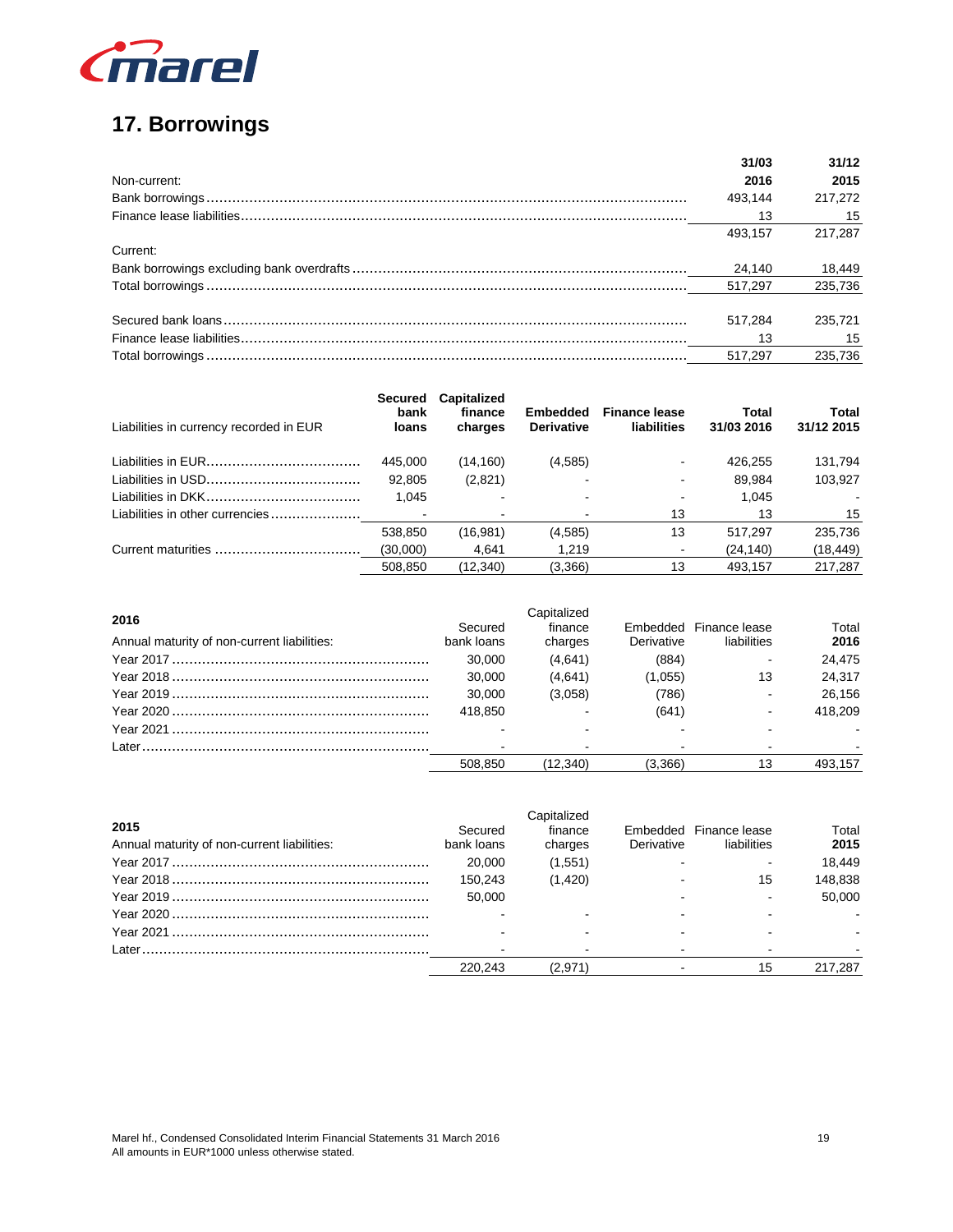## 17. Borrowings

| | 31/03 2016 | 31/12 2015 |
|---|---|---|
| Non-current: | | |
| Bank borrowings | 493,144 | 217,272 |
| Finance lease liabilities | 13 | 15 |
| | 493,157 | 217,287 |
| Current: | | |
| Bank borrowings excluding bank overdrafts | 24,140 | 18,449 |
| Total borrowings | 517,297 | 235,736 |
| | | |
| Secured bank loans | 517,284 | 235,721 |
| Finance lease liabilities | 13 | 15 |
| Total borrowings | 517,297 | 235,736 |

| Liabilities in currency recorded in EUR | Secured bank loans | Capitalized finance charges | Embedded Derivative | Finance lease liabilities | Total 31/03 2016 | Total 31/12 2015 |
|---|---|---|---|---|---|---|
| Liabilities in EUR | 445,000 | (14,160) | (4,585) | - | 426,255 | 131,794 |
| Liabilities in USD | 92,805 | (2,821) | - | - | 89,984 | 103,927 |
| Liabilities in DKK | 1,045 | - | - | - | 1,045 | - |
| Liabilities in other currencies | - | - | - | 13 | 13 | 15 |
| | 538,850 | (16,981) | (4,585) | 13 | 517,297 | 235,736 |
| Current maturities | (30,000) | 4,641 | 1,219 | - | (24,140) | (18,449) |
| | 508,850 | (12,340) | (3,366) | 13 | 493,157 | 217,287 |

| 2016<br>Annual maturity of non-current liabilities: | Secured bank loans | Capitalized finance charges | Embedded Derivative | Finance lease liabilities | Total 2016 |
|---|---|---|---|---|---|
| Year 2017 | 30,000 | (4,641) | (884) | - | 24,475 |
| Year 2018 | 30,000 | (4,641) | (1,055) | 13 | 24,317 |
| Year 2019 | 30,000 | (3,058) | (786) | - | 26,156 |
| Year 2020 | 418,850 | - | (641) | - | 418,209 |
| Year 2021 | - | - | - | - | - |
| Later | - | - | - | - | - |
| | 508,850 | (12,340) | (3,366) | 13 | 493,157 |

| 2015<br>Annual maturity of non-current liabilities: | Secured bank loans | Capitalized finance charges | Embedded Derivative | Finance lease liabilities | Total 2015 |
|---|---|---|---|---|---|
| Year 2017 | 20,000 | (1,551) | - | - | 18,449 |
| Year 2018 | 150,243 | (1,420) | - | 15 | 148,838 |
| Year 2019 | 50,000 | | - | - | 50,000 |
| Year 2020 | - | - | - | - | - |
| Year 2021 | - | - | - | - | - |
| Later | - | - | - | - | - |
| | 220,243 | (2,971) | - | 15 | 217,287 |

Marel hf., Condensed Consolidated Interim Financial Statements 31 March 2016
All amounts in EUR*1000 unless otherwise stated.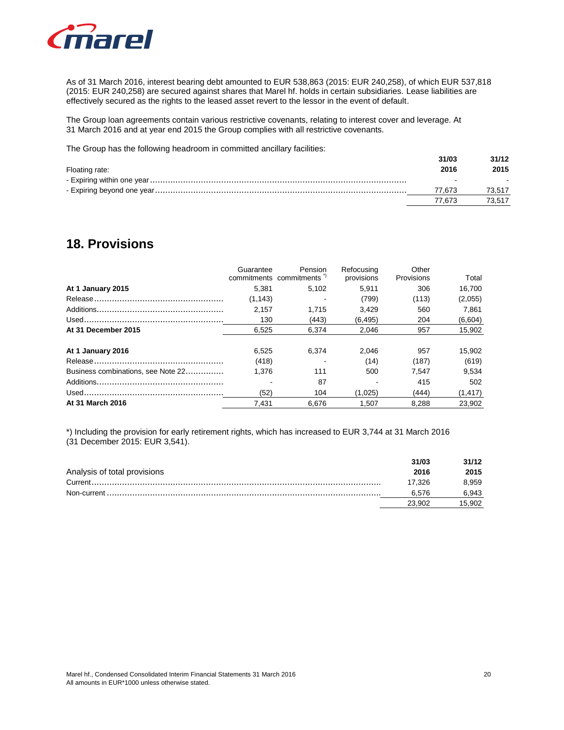As of 31 March 2016, interest bearing debt amounted to EUR 538,863 (2015: EUR 240,258), of which EUR 537,818 (2015: EUR 240,258) are secured against shares that Marel hf. holds in certain subsidiaries. Lease liabilities are effectively secured as the rights to the leased asset revert to the lessor in the event of default.

The Group loan agreements contain various restrictive covenants, relating to interest cover and leverage. At 31 March 2016 and at year end 2015 the Group complies with all restrictive covenants.

The Group has the following headroom in committed ancillary facilities:

| Floating rate: | 31/03 2016 | 31/12 2015 |
|---|---|---|
| - Expiring within one year | - | - |
| - Expiring beyond one year | 77,673 | 73,517 |
| | 77,673 | 73,517 |

## 18. Provisions

| | Guarantee commitments | Pension commitments *) | Refocusing provisions | Other Provisions | Total |
|---|---|---|---|---|---|
| **At 1 January 2015** | 5,381 | 5,102 | 5,911 | 306 | 16,700 |
| Release | (1,143) | - | (799) | (113) | (2,055) |
| Additions | 2,157 | 1,715 | 3,429 | 560 | 7,861 |
| Used | 130 | (443) | (6,495) | 204 | (6,604) |
| **At 31 December 2015** | 6,525 | 6,374 | 2,046 | 957 | 15,902 |
| | | | | | |
| **At 1 January 2016** | 6,525 | 6,374 | 2,046 | 957 | 15,902 |
| Release | (418) | - | (14) | (187) | (619) |
| Business combinations, see Note 22 | 1,376 | 111 | 500 | 7,547 | 9,534 |
| Additions | - | 87 | - | 415 | 502 |
| Used | (52) | 104 | (1,025) | (444) | (1,417) |
| **At 31 March 2016** | 7,431 | 6,676 | 1,507 | 8,288 | 23,902 |

*) Including the provision for early retirement rights, which has increased to EUR 3,744 at 31 March 2016 (31 December 2015: EUR 3,541).

| Analysis of total provisions | 31/03 2016 | 31/12 2015 |
|---|---|---|
| Current | 17,326 | 8,959 |
| Non-current | 6,576 | 6,943 |
| | 23,902 | 15,902 |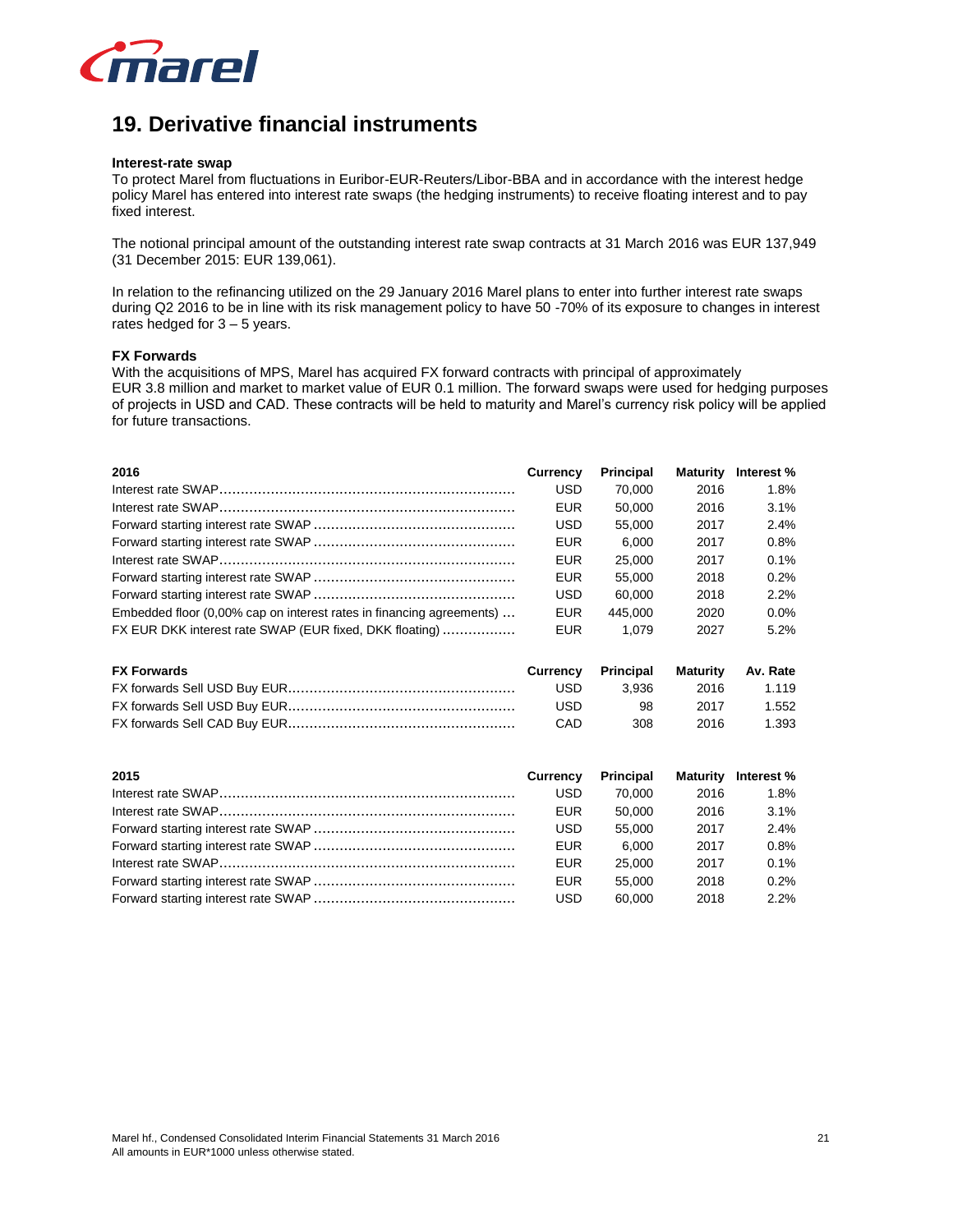## 19. Derivative financial instruments

**Interest-rate swap**

To protect Marel from fluctuations in Euribor-EUR-Reuters/Libor-BBA and in accordance with the interest hedge policy Marel has entered into interest rate swaps (the hedging instruments) to receive floating interest and to pay fixed interest.

The notional principal amount of the outstanding interest rate swap contracts at 31 March 2016 was EUR 137,949 (31 December 2015: EUR 139,061).

In relation to the refinancing utilized on the 29 January 2016 Marel plans to enter into further interest rate swaps during Q2 2016 to be in line with its risk management policy to have 50 -70% of its exposure to changes in interest rates hedged for 3 – 5 years.

**FX Forwards**

With the acquisitions of MPS, Marel has acquired FX forward contracts with principal of approximately EUR 3.8 million and market to market value of EUR 0.1 million. The forward swaps were used for hedging purposes of projects in USD and CAD. These contracts will be held to maturity and Marel's currency risk policy will be applied for future transactions.

| 2016 | Currency | Principal | Maturity | Interest % |
|---|---|---|---|---|
| Interest rate SWAP | USD | 70,000 | 2016 | 1.8% |
| Interest rate SWAP | EUR | 50,000 | 2016 | 3.1% |
| Forward starting interest rate SWAP | USD | 55,000 | 2017 | 2.4% |
| Forward starting interest rate SWAP | EUR | 6,000 | 2017 | 0.8% |
| Interest rate SWAP | EUR | 25,000 | 2017 | 0.1% |
| Forward starting interest rate SWAP | EUR | 55,000 | 2018 | 0.2% |
| Forward starting interest rate SWAP | USD | 60,000 | 2018 | 2.2% |
| Embedded floor (0,00% cap on interest rates in financing agreements) | EUR | 445,000 | 2020 | 0.0% |
| FX EUR DKK interest rate SWAP (EUR fixed, DKK floating) | EUR | 1,079 | 2027 | 5.2% |

| FX Forwards | Currency | Principal | Maturity | Av. Rate |
|---|---|---|---|---|
| FX forwards Sell USD Buy EUR | USD | 3,936 | 2016 | 1.119 |
| FX forwards Sell USD Buy EUR | USD | 98 | 2017 | 1.552 |
| FX forwards Sell CAD Buy EUR | CAD | 308 | 2016 | 1.393 |

| 2015 | Currency | Principal | Maturity | Interest % |
|---|---|---|---|---|
| Interest rate SWAP | USD | 70,000 | 2016 | 1.8% |
| Interest rate SWAP | EUR | 50,000 | 2016 | 3.1% |
| Forward starting interest rate SWAP | USD | 55,000 | 2017 | 2.4% |
| Forward starting interest rate SWAP | EUR | 6,000 | 2017 | 0.8% |
| Interest rate SWAP | EUR | 25,000 | 2017 | 0.1% |
| Forward starting interest rate SWAP | EUR | 55,000 | 2018 | 0.2% |
| Forward starting interest rate SWAP | USD | 60,000 | 2018 | 2.2% |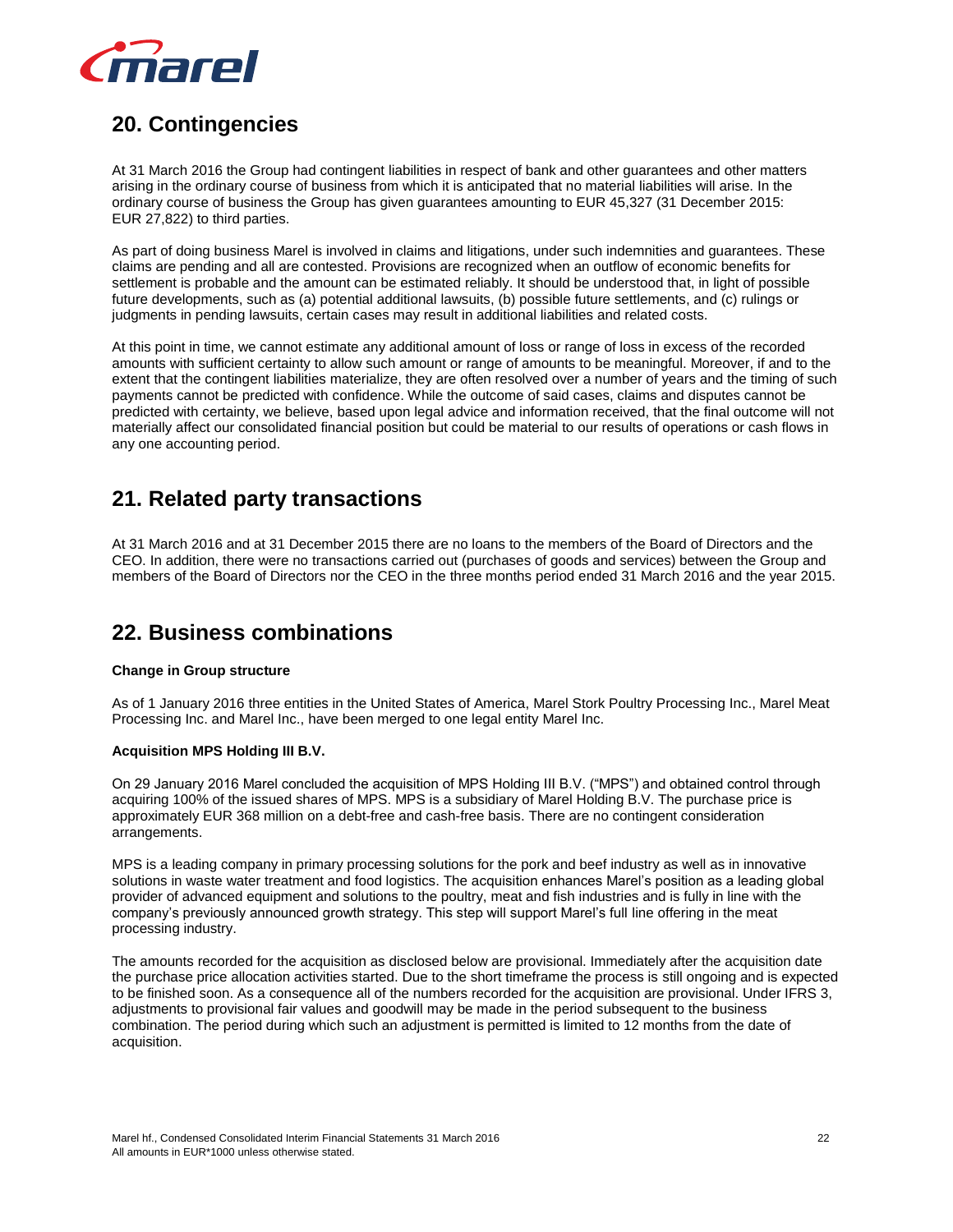## 20. Contingencies

At 31 March 2016 the Group had contingent liabilities in respect of bank and other guarantees and other matters arising in the ordinary course of business from which it is anticipated that no material liabilities will arise. In the ordinary course of business the Group has given guarantees amounting to EUR 45,327 (31 December 2015: EUR 27,822) to third parties.

As part of doing business Marel is involved in claims and litigations, under such indemnities and guarantees. These claims are pending and all are contested. Provisions are recognized when an outflow of economic benefits for settlement is probable and the amount can be estimated reliably. It should be understood that, in light of possible future developments, such as (a) potential additional lawsuits, (b) possible future settlements, and (c) rulings or judgments in pending lawsuits, certain cases may result in additional liabilities and related costs.

At this point in time, we cannot estimate any additional amount of loss or range of loss in excess of the recorded amounts with sufficient certainty to allow such amount or range of amounts to be meaningful. Moreover, if and to the extent that the contingent liabilities materialize, they are often resolved over a number of years and the timing of such payments cannot be predicted with confidence. While the outcome of said cases, claims and disputes cannot be predicted with certainty, we believe, based upon legal advice and information received, that the final outcome will not materially affect our consolidated financial position but could be material to our results of operations or cash flows in any one accounting period.

## 21. Related party transactions

At 31 March 2016 and at 31 December 2015 there are no loans to the members of the Board of Directors and the CEO. In addition, there were no transactions carried out (purchases of goods and services) between the Group and members of the Board of Directors nor the CEO in the three months period ended 31 March 2016 and the year 2015.

## 22. Business combinations

**Change in Group structure**

As of 1 January 2016 three entities in the United States of America, Marel Stork Poultry Processing Inc., Marel Meat Processing Inc. and Marel Inc., have been merged to one legal entity Marel Inc.

**Acquisition MPS Holding III B.V.**

On 29 January 2016 Marel concluded the acquisition of MPS Holding III B.V. ("MPS") and obtained control through acquiring 100% of the issued shares of MPS. MPS is a subsidiary of Marel Holding B.V. The purchase price is approximately EUR 368 million on a debt-free and cash-free basis. There are no contingent consideration arrangements.

MPS is a leading company in primary processing solutions for the pork and beef industry as well as in innovative solutions in waste water treatment and food logistics. The acquisition enhances Marel's position as a leading global provider of advanced equipment and solutions to the poultry, meat and fish industries and is fully in line with the company's previously announced growth strategy. This step will support Marel's full line offering in the meat processing industry.

The amounts recorded for the acquisition as disclosed below are provisional. Immediately after the acquisition date the purchase price allocation activities started. Due to the short timeframe the process is still ongoing and is expected to be finished soon. As a consequence all of the numbers recorded for the acquisition are provisional. Under IFRS 3, adjustments to provisional fair values and goodwill may be made in the period subsequent to the business combination. The period during which such an adjustment is permitted is limited to 12 months from the date of acquisition.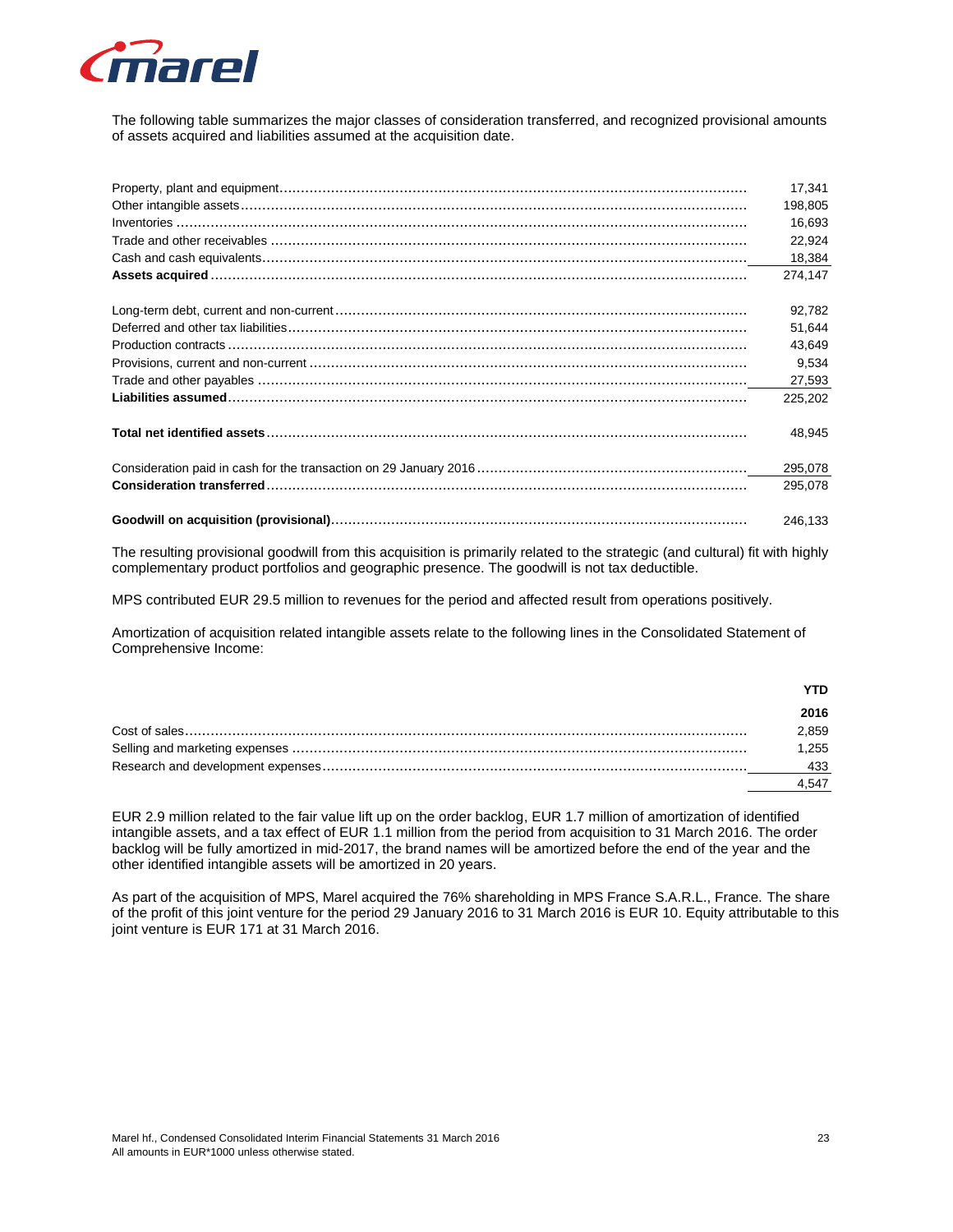The following table summarizes the major classes of consideration transferred, and recognized provisional amounts of assets acquired and liabilities assumed at the acquisition date.

| | |
|---|---|
| Property, plant and equipment | 17,341 |
| Other intangible assets | 198,805 |
| Inventories | 16,693 |
| Trade and other receivables | 22,924 |
| Cash and cash equivalents | 18,384 |
| **Assets acquired** | 274,147 |
| | |
| Long-term debt, current and non-current | 92,782 |
| Deferred and other tax liabilities | 51,644 |
| Production contracts | 43,649 |
| Provisions, current and non-current | 9,534 |
| Trade and other payables | 27,593 |
| **Liabilities assumed** | 225,202 |
| | |
| **Total net identified assets** | 48,945 |
| | |
| Consideration paid in cash for the transaction on 29 January 2016 | 295,078 |
| **Consideration transferred** | 295,078 |
| | |
| **Goodwill on acquisition (provisional)** | 246,133 |

The resulting provisional goodwill from this acquisition is primarily related to the strategic (and cultural) fit with highly complementary product portfolios and geographic presence. The goodwill is not tax deductible.

MPS contributed EUR 29.5 million to revenues for the period and affected result from operations positively.

Amortization of acquisition related intangible assets relate to the following lines in the Consolidated Statement of Comprehensive Income:

| | **YTD 2016** |
|---|---|
| Cost of sales | 2,859 |
| Selling and marketing expenses | 1,255 |
| Research and development expenses | 433 |
| | 4,547 |

EUR 2.9 million related to the fair value lift up on the order backlog, EUR 1.7 million of amortization of identified intangible assets, and a tax effect of EUR 1.1 million from the period from acquisition to 31 March 2016. The order backlog will be fully amortized in mid-2017, the brand names will be amortized before the end of the year and the other identified intangible assets will be amortized in 20 years.

As part of the acquisition of MPS, Marel acquired the 76% shareholding in MPS France S.A.R.L., France. The share of the profit of this joint venture for the period 29 January 2016 to 31 March 2016 is EUR 10. Equity attributable to this joint venture is EUR 171 at 31 March 2016.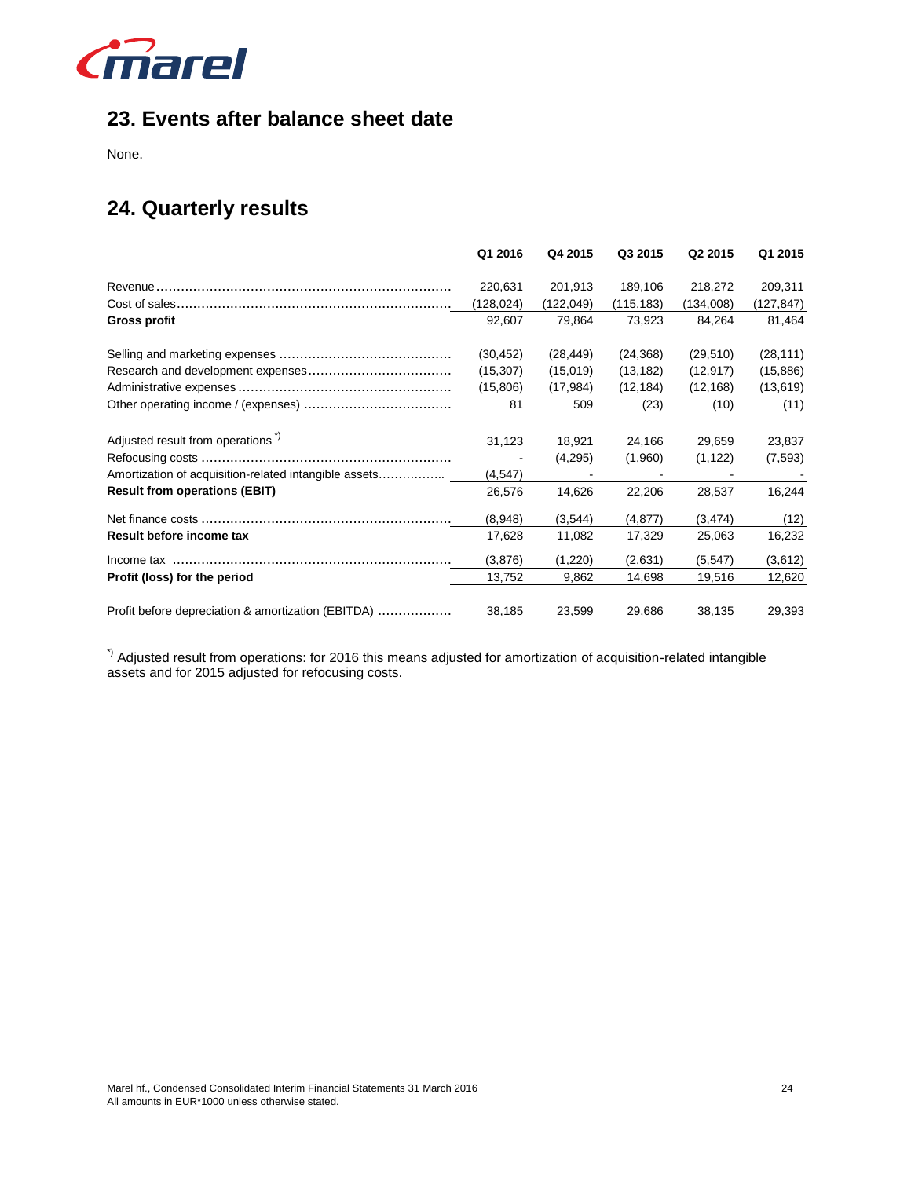## 23. Events after balance sheet date

None.

## 24. Quarterly results

| | Q1 2016 | Q4 2015 | Q3 2015 | Q2 2015 | Q1 2015 |
|---|---|---|---|---|---|
| Revenue | 220,631 | 201,913 | 189,106 | 218,272 | 209,311 |
| Cost of sales | (128,024) | (122,049) | (115,183) | (134,008) | (127,847) |
| **Gross profit** | 92,607 | 79,864 | 73,923 | 84,264 | 81,464 |
| Selling and marketing expenses | (30,452) | (28,449) | (24,368) | (29,510) | (28,111) |
| Research and development expenses | (15,307) | (15,019) | (13,182) | (12,917) | (15,886) |
| Administrative expenses | (15,806) | (17,984) | (12,184) | (12,168) | (13,619) |
| Other operating income / (expenses) | 81 | 509 | (23) | (10) | (11) |
| Adjusted result from operations *) | 31,123 | 18,921 | 24,166 | 29,659 | 23,837 |
| Refocusing costs | - | (4,295) | (1,960) | (1,122) | (7,593) |
| Amortization of acquisition-related intangible assets | (4,547) | - | - | - | - |
| **Result from operations (EBIT)** | 26,576 | 14,626 | 22,206 | 28,537 | 16,244 |
| Net finance costs | (8,948) | (3,544) | (4,877) | (3,474) | (12) |
| **Result before income tax** | 17,628 | 11,082 | 17,329 | 25,063 | 16,232 |
| Income tax | (3,876) | (1,220) | (2,631) | (5,547) | (3,612) |
| **Profit (loss) for the period** | 13,752 | 9,862 | 14,698 | 19,516 | 12,620 |
| Profit before depreciation & amortization (EBITDA) | 38,185 | 23,599 | 29,686 | 38,135 | 29,393 |

*) Adjusted result from operations: for 2016 this means adjusted for amortization of acquisition-related intangible assets and for 2015 adjusted for refocusing costs.